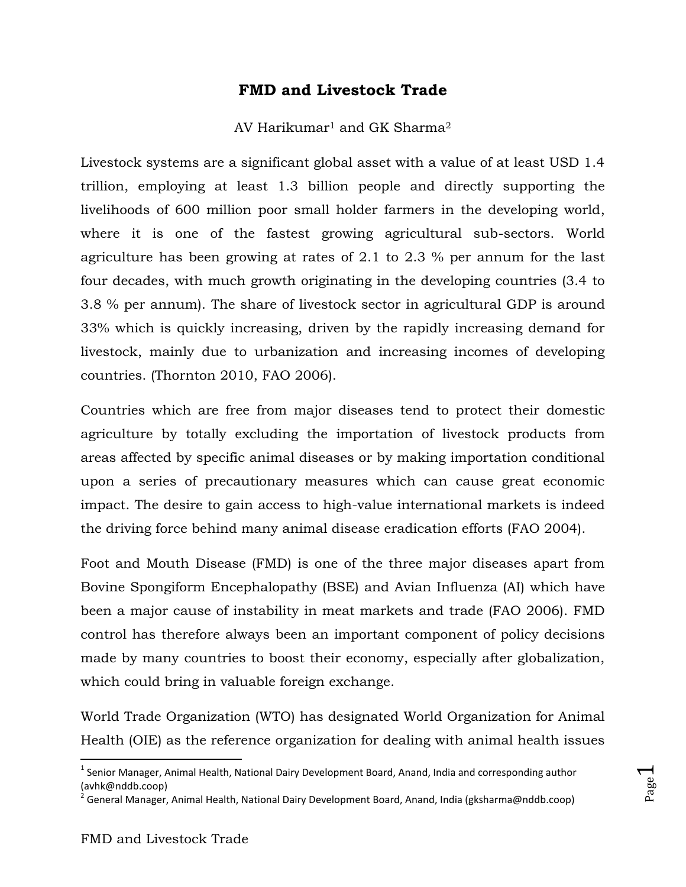# FMD and Livestock Trade

AV Harikumar[1] and GK Sharma[2]

Livestock systems are a significant global asset with a value of at least USD 1.4 trillion, employing at least 1.3 billion people and directly supporting the livelihoods of 600 million poor small holder farmers in the developing world, where it is one of the fastest growing agricultural sub-sectors. World agriculture has been growing at rates of 2.1 to 2.3 % per annum for the last four decades, with much growth originating in the developing countries (3.4 to 3.8 % per annum). The share of livestock sector in agricultural GDP is around 33% which is quickly increasing, driven by the rapidly increasing demand for livestock, mainly due to urbanization and increasing incomes of developing countries. (Thornton 2010, FAO 2006).

Countries which are free from major diseases tend to protect their domestic agriculture by totally excluding the importation of livestock products from areas affected by specific animal diseases or by making importation conditional upon a series of precautionary measures which can cause great economic impact. The desire to gain access to high-value international markets is indeed the driving force behind many animal disease eradication efforts (FAO 2004).

Foot and Mouth Disease (FMD) is one of the three major diseases apart from Bovine Spongiform Encephalopathy (BSE) and Avian Influenza (AI) which have been a major cause of instability in meat markets and trade (FAO 2006). FMD control has therefore always been an important component of policy decisions made by many countries to boost their economy, especially after globalization, which could bring in valuable foreign exchange.

World Trade Organization (WTO) has designated World Organization for Animal Health (OIE) as the reference organization for dealing with animal health issues

---

[1] Senior Manager, Animal Health, National Dairy Development Board, Anand, India and corresponding author (avhk@nddb.coop)

[2] General Manager, Animal Health, National Dairy Development Board, Anand, India (gksharma@nddb.coop)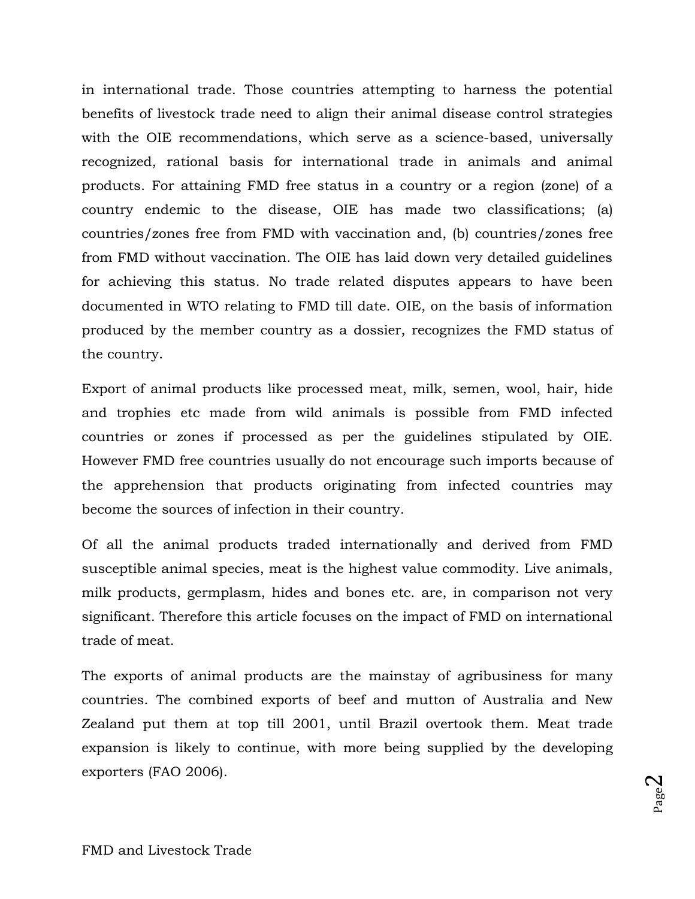in international trade. Those countries attempting to harness the potential benefits of livestock trade need to align their animal disease control strategies with the OIE recommendations, which serve as a science-based, universally recognized, rational basis for international trade in animals and animal products. For attaining FMD free status in a country or a region (zone) of a country endemic to the disease, OIE has made two classifications; (a) countries/zones free from FMD with vaccination and, (b) countries/zones free from FMD without vaccination. The OIE has laid down very detailed guidelines for achieving this status. No trade related disputes appears to have been documented in WTO relating to FMD till date. OIE, on the basis of information produced by the member country as a dossier, recognizes the FMD status of the country.

Export of animal products like processed meat, milk, semen, wool, hair, hide and trophies etc made from wild animals is possible from FMD infected countries or zones if processed as per the guidelines stipulated by OIE. However FMD free countries usually do not encourage such imports because of the apprehension that products originating from infected countries may become the sources of infection in their country.

Of all the animal products traded internationally and derived from FMD susceptible animal species, meat is the highest value commodity. Live animals, milk products, germplasm, hides and bones etc. are, in comparison not very significant. Therefore this article focuses on the impact of FMD on international trade of meat.

The exports of animal products are the mainstay of agribusiness for many countries. The combined exports of beef and mutton of Australia and New Zealand put them at top till 2001, until Brazil overtook them. Meat trade expansion is likely to continue, with more being supplied by the developing exporters (FAO 2006).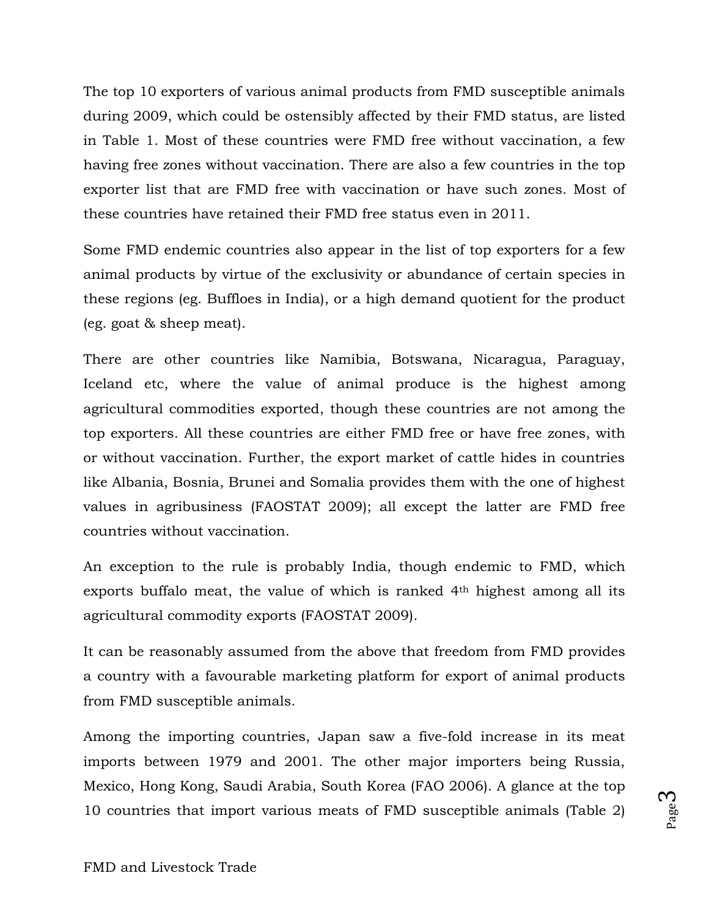The top 10 exporters of various animal products from FMD susceptible animals during 2009, which could be ostensibly affected by their FMD status, are listed in Table 1. Most of these countries were FMD free without vaccination, a few having free zones without vaccination. There are also a few countries in the top exporter list that are FMD free with vaccination or have such zones. Most of these countries have retained their FMD free status even in 2011.

Some FMD endemic countries also appear in the list of top exporters for a few animal products by virtue of the exclusivity or abundance of certain species in these regions (eg. Buffloes in India), or a high demand quotient for the product (eg. goat & sheep meat).

There are other countries like Namibia, Botswana, Nicaragua, Paraguay, Iceland etc, where the value of animal produce is the highest among agricultural commodities exported, though these countries are not among the top exporters. All these countries are either FMD free or have free zones, with or without vaccination. Further, the export market of cattle hides in countries like Albania, Bosnia, Brunei and Somalia provides them with the one of highest values in agribusiness (FAOSTAT 2009); all except the latter are FMD free countries without vaccination.

An exception to the rule is probably India, though endemic to FMD, which exports buffalo meat, the value of which is ranked 4th highest among all its agricultural commodity exports (FAOSTAT 2009).

It can be reasonably assumed from the above that freedom from FMD provides a country with a favourable marketing platform for export of animal products from FMD susceptible animals.

Among the importing countries, Japan saw a five-fold increase in its meat imports between 1979 and 2001. The other major importers being Russia, Mexico, Hong Kong, Saudi Arabia, South Korea (FAO 2006). A glance at the top 10 countries that import various meats of FMD susceptible animals (Table 2)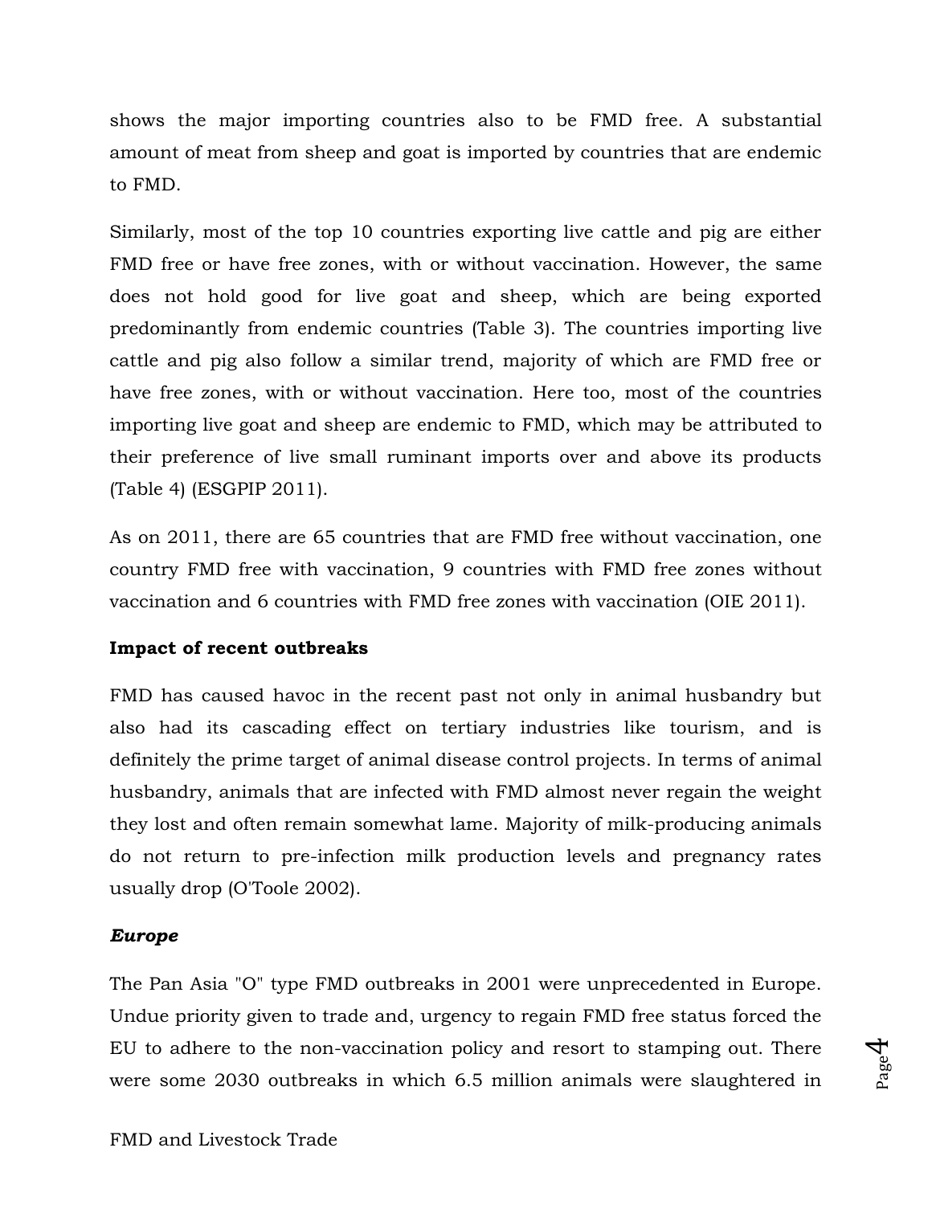shows the major importing countries also to be FMD free. A substantial amount of meat from sheep and goat is imported by countries that are endemic to FMD.

Similarly, most of the top 10 countries exporting live cattle and pig are either FMD free or have free zones, with or without vaccination. However, the same does not hold good for live goat and sheep, which are being exported predominantly from endemic countries (Table 3). The countries importing live cattle and pig also follow a similar trend, majority of which are FMD free or have free zones, with or without vaccination. Here too, most of the countries importing live goat and sheep are endemic to FMD, which may be attributed to their preference of live small ruminant imports over and above its products (Table 4) (ESGPIP 2011).

As on 2011, there are 65 countries that are FMD free without vaccination, one country FMD free with vaccination, 9 countries with FMD free zones without vaccination and 6 countries with FMD free zones with vaccination (OIE 2011).

**Impact of recent outbreaks**

FMD has caused havoc in the recent past not only in animal husbandry but also had its cascading effect on tertiary industries like tourism, and is definitely the prime target of animal disease control projects. In terms of animal husbandry, animals that are infected with FMD almost never regain the weight they lost and often remain somewhat lame. Majority of milk-producing animals do not return to pre-infection milk production levels and pregnancy rates usually drop (O'Toole 2002).

***Europe***

The Pan Asia "O" type FMD outbreaks in 2001 were unprecedented in Europe. Undue priority given to trade and, urgency to regain FMD free status forced the EU to adhere to the non-vaccination policy and resort to stamping out. There were some 2030 outbreaks in which 6.5 million animals were slaughtered in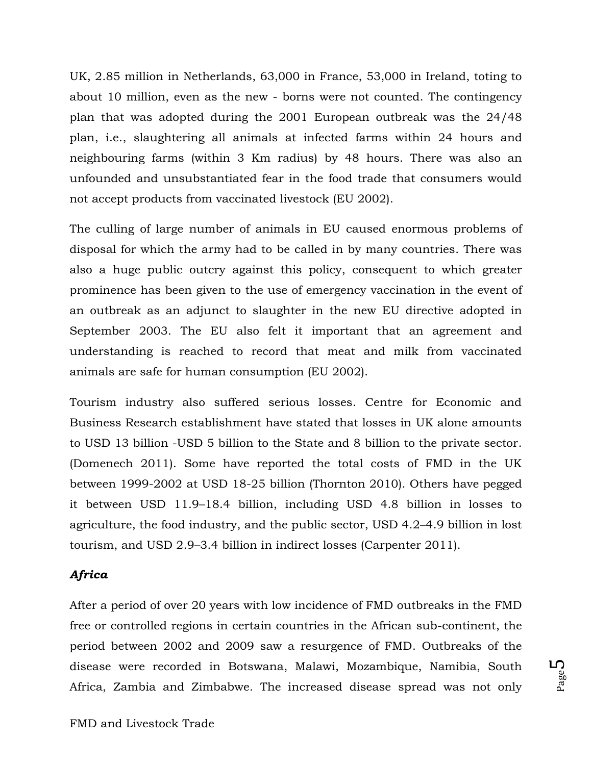UK, 2.85 million in Netherlands, 63,000 in France, 53,000 in Ireland, toting to about 10 million, even as the new - borns were not counted. The contingency plan that was adopted during the 2001 European outbreak was the 24/48 plan, i.e., slaughtering all animals at infected farms within 24 hours and neighbouring farms (within 3 Km radius) by 48 hours. There was also an unfounded and unsubstantiated fear in the food trade that consumers would not accept products from vaccinated livestock (EU 2002).

The culling of large number of animals in EU caused enormous problems of disposal for which the army had to be called in by many countries. There was also a huge public outcry against this policy, consequent to which greater prominence has been given to the use of emergency vaccination in the event of an outbreak as an adjunct to slaughter in the new EU directive adopted in September 2003. The EU also felt it important that an agreement and understanding is reached to record that meat and milk from vaccinated animals are safe for human consumption (EU 2002).

Tourism industry also suffered serious losses. Centre for Economic and Business Research establishment have stated that losses in UK alone amounts to USD 13 billion -USD 5 billion to the State and 8 billion to the private sector. (Domenech 2011). Some have reported the total costs of FMD in the UK between 1999-2002 at USD 18-25 billion (Thornton 2010). Others have pegged it between USD 11.9–18.4 billion, including USD 4.8 billion in losses to agriculture, the food industry, and the public sector, USD 4.2–4.9 billion in lost tourism, and USD 2.9–3.4 billion in indirect losses (Carpenter 2011).

***Africa***

After a period of over 20 years with low incidence of FMD outbreaks in the FMD free or controlled regions in certain countries in the African sub-continent, the period between 2002 and 2009 saw a resurgence of FMD. Outbreaks of the disease were recorded in Botswana, Malawi, Mozambique, Namibia, South Africa, Zambia and Zimbabwe. The increased disease spread was not only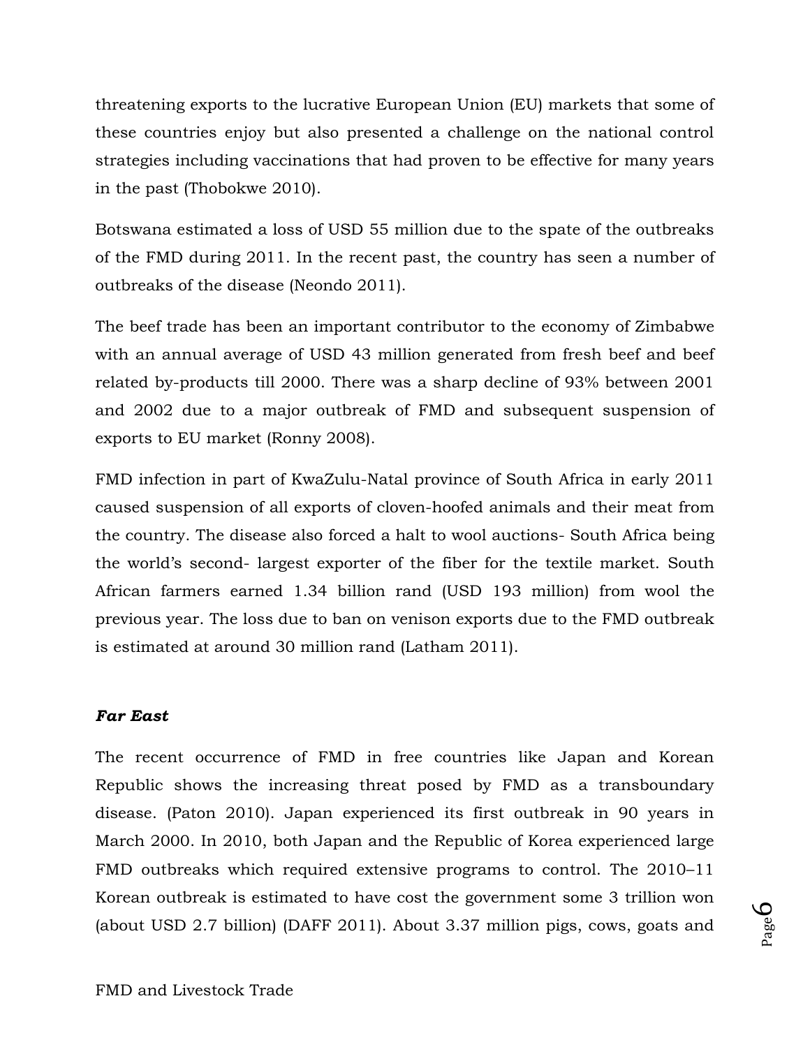threatening exports to the lucrative European Union (EU) markets that some of these countries enjoy but also presented a challenge on the national control strategies including vaccinations that had proven to be effective for many years in the past (Thobokwe 2010).

Botswana estimated a loss of USD 55 million due to the spate of the outbreaks of the FMD during 2011. In the recent past, the country has seen a number of outbreaks of the disease (Neondo 2011).

The beef trade has been an important contributor to the economy of Zimbabwe with an annual average of USD 43 million generated from fresh beef and beef related by-products till 2000. There was a sharp decline of 93% between 2001 and 2002 due to a major outbreak of FMD and subsequent suspension of exports to EU market (Ronny 2008).

FMD infection in part of KwaZulu-Natal province of South Africa in early 2011 caused suspension of all exports of cloven-hoofed animals and their meat from the country. The disease also forced a halt to wool auctions- South Africa being the world's second- largest exporter of the fiber for the textile market. South African farmers earned 1.34 billion rand (USD 193 million) from wool the previous year. The loss due to ban on venison exports due to the FMD outbreak is estimated at around 30 million rand (Latham 2011).

### *Far East*

The recent occurrence of FMD in free countries like Japan and Korean Republic shows the increasing threat posed by FMD as a transboundary disease. (Paton 2010). Japan experienced its first outbreak in 90 years in March 2000. In 2010, both Japan and the Republic of Korea experienced large FMD outbreaks which required extensive programs to control. The 2010–11 Korean outbreak is estimated to have cost the government some 3 trillion won (about USD 2.7 billion) (DAFF 2011). About 3.37 million pigs, cows, goats and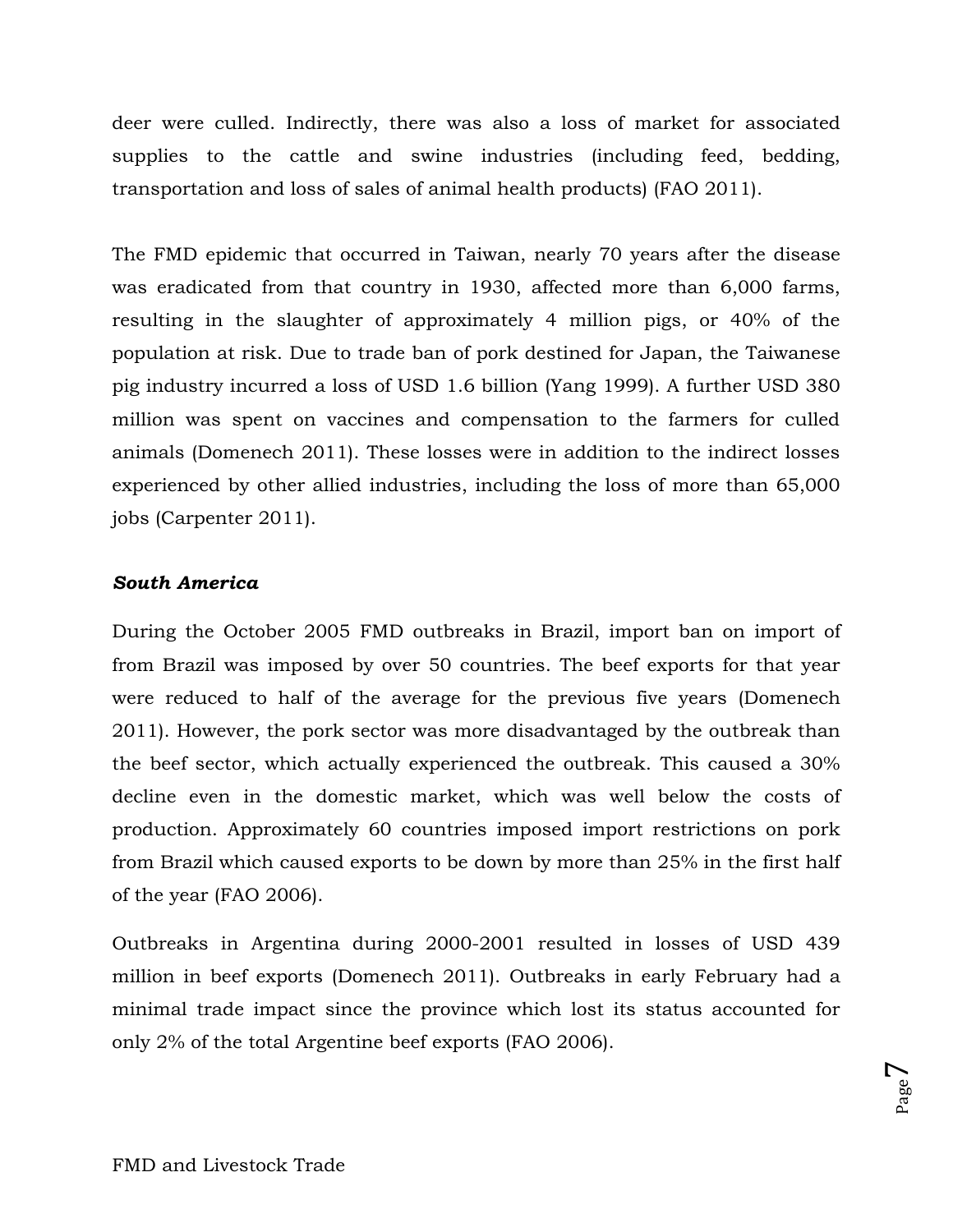deer were culled. Indirectly, there was also a loss of market for associated supplies to the cattle and swine industries (including feed, bedding, transportation and loss of sales of animal health products) (FAO 2011).

The FMD epidemic that occurred in Taiwan, nearly 70 years after the disease was eradicated from that country in 1930, affected more than 6,000 farms, resulting in the slaughter of approximately 4 million pigs, or 40% of the population at risk. Due to trade ban of pork destined for Japan, the Taiwanese pig industry incurred a loss of USD 1.6 billion (Yang 1999). A further USD 380 million was spent on vaccines and compensation to the farmers for culled animals (Domenech 2011). These losses were in addition to the indirect losses experienced by other allied industries, including the loss of more than 65,000 jobs (Carpenter 2011).

***South America***

During the October 2005 FMD outbreaks in Brazil, import ban on import of from Brazil was imposed by over 50 countries. The beef exports for that year were reduced to half of the average for the previous five years (Domenech 2011). However, the pork sector was more disadvantaged by the outbreak than the beef sector, which actually experienced the outbreak. This caused a 30% decline even in the domestic market, which was well below the costs of production. Approximately 60 countries imposed import restrictions on pork from Brazil which caused exports to be down by more than 25% in the first half of the year (FAO 2006).

Outbreaks in Argentina during 2000-2001 resulted in losses of USD 439 million in beef exports (Domenech 2011). Outbreaks in early February had a minimal trade impact since the province which lost its status accounted for only 2% of the total Argentine beef exports (FAO 2006).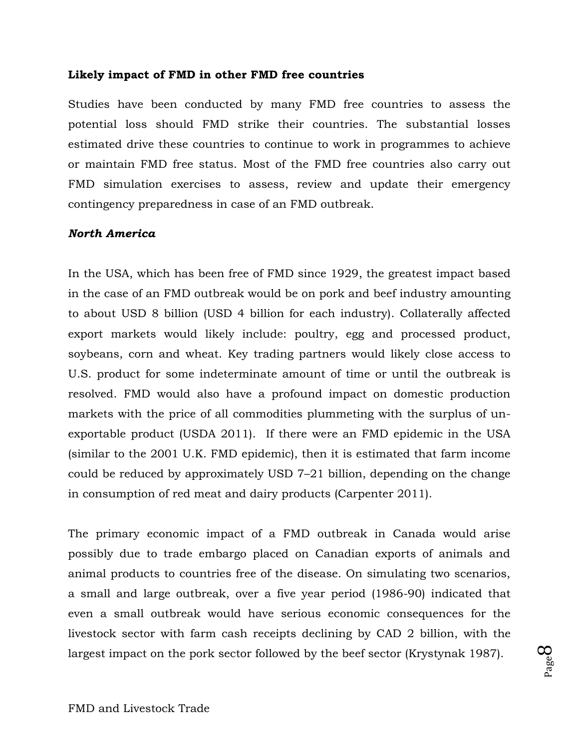**Likely impact of FMD in other FMD free countries**

Studies have been conducted by many FMD free countries to assess the potential loss should FMD strike their countries. The substantial losses estimated drive these countries to continue to work in programmes to achieve or maintain FMD free status. Most of the FMD free countries also carry out FMD simulation exercises to assess, review and update their emergency contingency preparedness in case of an FMD outbreak.

***North America***

In the USA, which has been free of FMD since 1929, the greatest impact based in the case of an FMD outbreak would be on pork and beef industry amounting to about USD 8 billion (USD 4 billion for each industry). Collaterally affected export markets would likely include: poultry, egg and processed product, soybeans, corn and wheat. Key trading partners would likely close access to U.S. product for some indeterminate amount of time or until the outbreak is resolved. FMD would also have a profound impact on domestic production markets with the price of all commodities plummeting with the surplus of un-exportable product (USDA 2011). If there were an FMD epidemic in the USA (similar to the 2001 U.K. FMD epidemic), then it is estimated that farm income could be reduced by approximately USD 7–21 billion, depending on the change in consumption of red meat and dairy products (Carpenter 2011).

The primary economic impact of a FMD outbreak in Canada would arise possibly due to trade embargo placed on Canadian exports of animals and animal products to countries free of the disease. On simulating two scenarios, a small and large outbreak, over a five year period (1986-90) indicated that even a small outbreak would have serious economic consequences for the livestock sector with farm cash receipts declining by CAD 2 billion, with the largest impact on the pork sector followed by the beef sector (Krystynak 1987).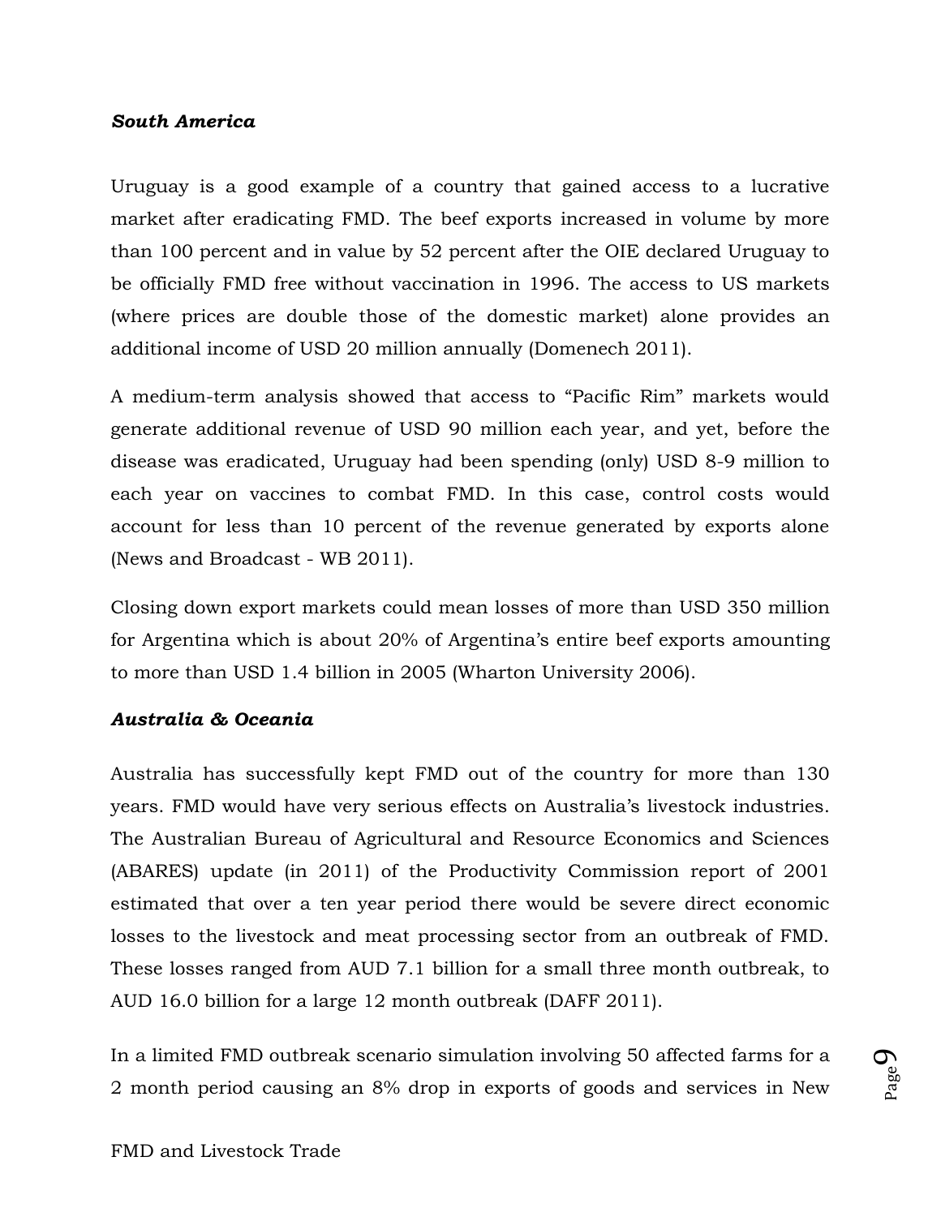***South America***

Uruguay is a good example of a country that gained access to a lucrative market after eradicating FMD. The beef exports increased in volume by more than 100 percent and in value by 52 percent after the OIE declared Uruguay to be officially FMD free without vaccination in 1996. The access to US markets (where prices are double those of the domestic market) alone provides an additional income of USD 20 million annually (Domenech 2011).

A medium-term analysis showed that access to "Pacific Rim" markets would generate additional revenue of USD 90 million each year, and yet, before the disease was eradicated, Uruguay had been spending (only) USD 8-9 million to each year on vaccines to combat FMD. In this case, control costs would account for less than 10 percent of the revenue generated by exports alone (News and Broadcast - WB 2011).

Closing down export markets could mean losses of more than USD 350 million for Argentina which is about 20% of Argentina's entire beef exports amounting to more than USD 1.4 billion in 2005 (Wharton University 2006).

***Australia & Oceania***

Australia has successfully kept FMD out of the country for more than 130 years. FMD would have very serious effects on Australia's livestock industries. The Australian Bureau of Agricultural and Resource Economics and Sciences (ABARES) update (in 2011) of the Productivity Commission report of 2001 estimated that over a ten year period there would be severe direct economic losses to the livestock and meat processing sector from an outbreak of FMD. These losses ranged from AUD 7.1 billion for a small three month outbreak, to AUD 16.0 billion for a large 12 month outbreak (DAFF 2011).

In a limited FMD outbreak scenario simulation involving 50 affected farms for a 2 month period causing an 8% drop in exports of goods and services in New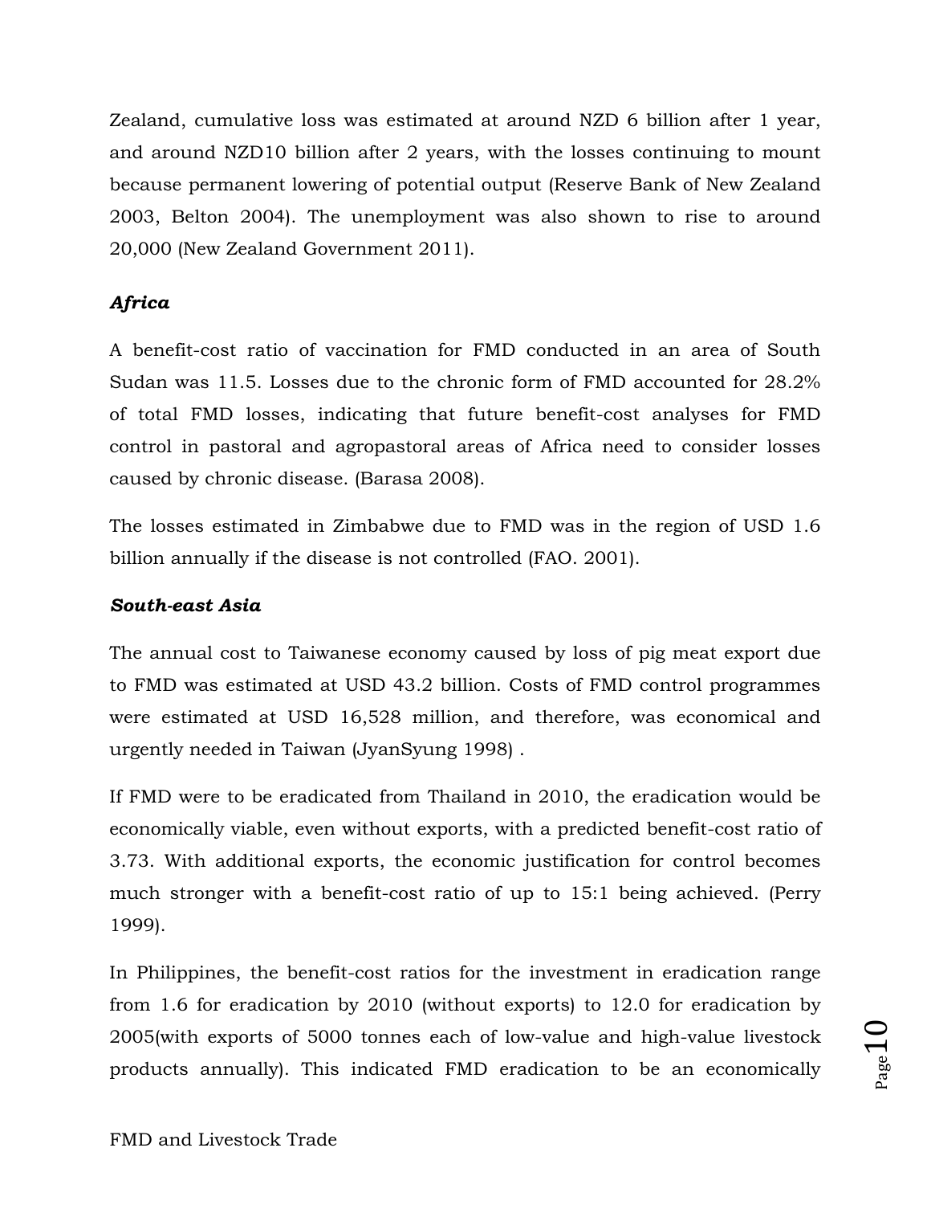Zealand, cumulative loss was estimated at around NZD 6 billion after 1 year, and around NZD10 billion after 2 years, with the losses continuing to mount because permanent lowering of potential output (Reserve Bank of New Zealand 2003, Belton 2004). The unemployment was also shown to rise to around 20,000 (New Zealand Government 2011).

***Africa***

A benefit-cost ratio of vaccination for FMD conducted in an area of South Sudan was 11.5. Losses due to the chronic form of FMD accounted for 28.2% of total FMD losses, indicating that future benefit-cost analyses for FMD control in pastoral and agropastoral areas of Africa need to consider losses caused by chronic disease. (Barasa 2008).

The losses estimated in Zimbabwe due to FMD was in the region of USD 1.6 billion annually if the disease is not controlled (FAO. 2001).

***South-east Asia***

The annual cost to Taiwanese economy caused by loss of pig meat export due to FMD was estimated at USD 43.2 billion. Costs of FMD control programmes were estimated at USD 16,528 million, and therefore, was economical and urgently needed in Taiwan (JyanSyung 1998) .

If FMD were to be eradicated from Thailand in 2010, the eradication would be economically viable, even without exports, with a predicted benefit-cost ratio of 3.73. With additional exports, the economic justification for control becomes much stronger with a benefit-cost ratio of up to 15:1 being achieved. (Perry 1999).

In Philippines, the benefit-cost ratios for the investment in eradication range from 1.6 for eradication by 2010 (without exports) to 12.0 for eradication by 2005(with exports of 5000 tonnes each of low-value and high-value livestock products annually). This indicated FMD eradication to be an economically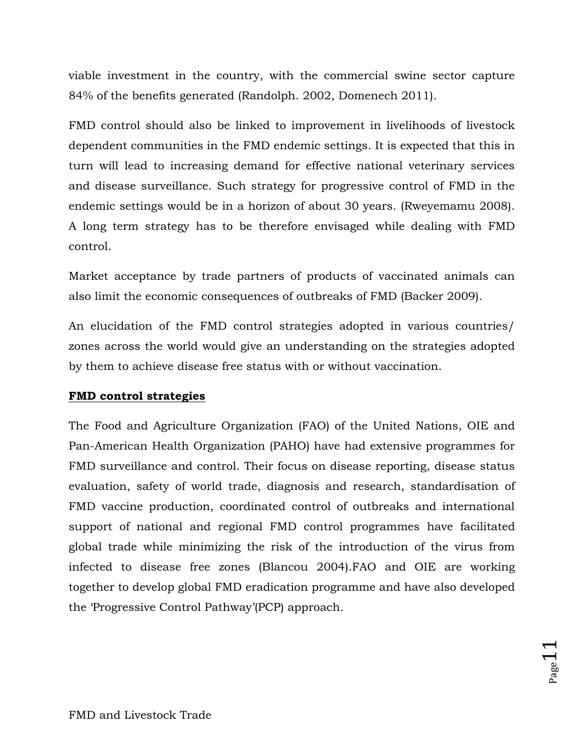viable investment in the country, with the commercial swine sector capture 84% of the benefits generated (Randolph. 2002, Domenech 2011).

FMD control should also be linked to improvement in livelihoods of livestock dependent communities in the FMD endemic settings. It is expected that this in turn will lead to increasing demand for effective national veterinary services and disease surveillance. Such strategy for progressive control of FMD in the endemic settings would be in a horizon of about 30 years. (Rweyemamu 2008). A long term strategy has to be therefore envisaged while dealing with FMD control.

Market acceptance by trade partners of products of vaccinated animals can also limit the economic consequences of outbreaks of FMD (Backer 2009).

An elucidation of the FMD control strategies adopted in various countries/ zones across the world would give an understanding on the strategies adopted by them to achieve disease free status with or without vaccination.

**FMD control strategies**

The Food and Agriculture Organization (FAO) of the United Nations, OIE and Pan-American Health Organization (PAHO) have had extensive programmes for FMD surveillance and control. Their focus on disease reporting, disease status evaluation, safety of world trade, diagnosis and research, standardisation of FMD vaccine production, coordinated control of outbreaks and international support of national and regional FMD control programmes have facilitated global trade while minimizing the risk of the introduction of the virus from infected to disease free zones (Blancou 2004).FAO and OIE are working together to develop global FMD eradication programme and have also developed the 'Progressive Control Pathway'(PCP) approach.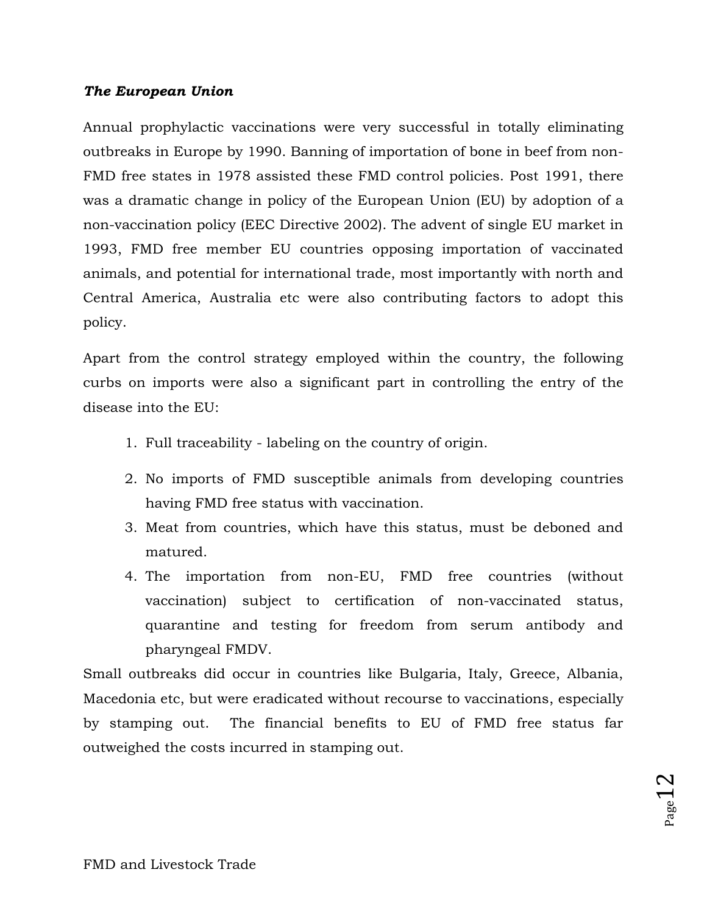***The European Union***

Annual prophylactic vaccinations were very successful in totally eliminating outbreaks in Europe by 1990. Banning of importation of bone in beef from non-FMD free states in 1978 assisted these FMD control policies. Post 1991, there was a dramatic change in policy of the European Union (EU) by adoption of a non-vaccination policy (EEC Directive 2002). The advent of single EU market in 1993, FMD free member EU countries opposing importation of vaccinated animals, and potential for international trade, most importantly with north and Central America, Australia etc were also contributing factors to adopt this policy.

Apart from the control strategy employed within the country, the following curbs on imports were also a significant part in controlling the entry of the disease into the EU:

1. Full traceability - labeling on the country of origin.
2. No imports of FMD susceptible animals from developing countries having FMD free status with vaccination.
3. Meat from countries, which have this status, must be deboned and matured.
4. The importation from non-EU, FMD free countries (without vaccination) subject to certification of non-vaccinated status, quarantine and testing for freedom from serum antibody and pharyngeal FMDV.

Small outbreaks did occur in countries like Bulgaria, Italy, Greece, Albania, Macedonia etc, but were eradicated without recourse to vaccinations, especially by stamping out. The financial benefits to EU of FMD free status far outweighed the costs incurred in stamping out.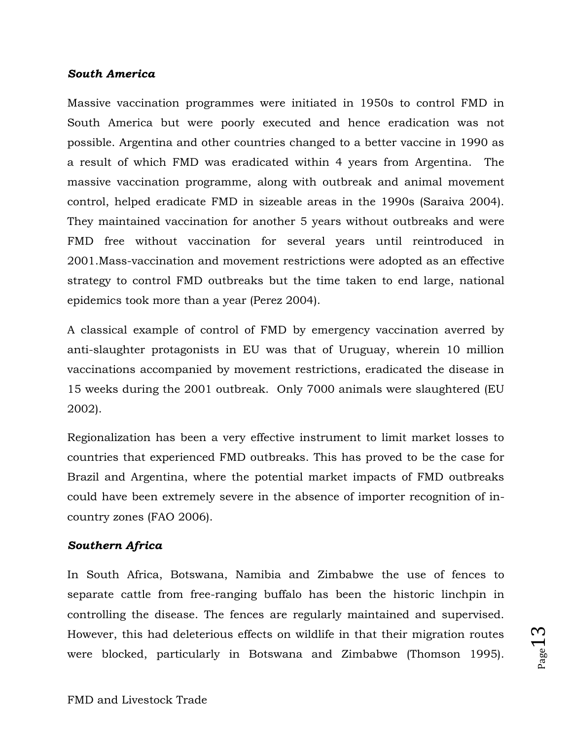***South America***

Massive vaccination programmes were initiated in 1950s to control FMD in South America but were poorly executed and hence eradication was not possible. Argentina and other countries changed to a better vaccine in 1990 as a result of which FMD was eradicated within 4 years from Argentina. The massive vaccination programme, along with outbreak and animal movement control, helped eradicate FMD in sizeable areas in the 1990s (Saraiva 2004). They maintained vaccination for another 5 years without outbreaks and were FMD free without vaccination for several years until reintroduced in 2001.Mass-vaccination and movement restrictions were adopted as an effective strategy to control FMD outbreaks but the time taken to end large, national epidemics took more than a year (Perez 2004).

A classical example of control of FMD by emergency vaccination averred by anti-slaughter protagonists in EU was that of Uruguay, wherein 10 million vaccinations accompanied by movement restrictions, eradicated the disease in 15 weeks during the 2001 outbreak. Only 7000 animals were slaughtered (EU 2002).

Regionalization has been a very effective instrument to limit market losses to countries that experienced FMD outbreaks. This has proved to be the case for Brazil and Argentina, where the potential market impacts of FMD outbreaks could have been extremely severe in the absence of importer recognition of in-country zones (FAO 2006).

***Southern Africa***

In South Africa, Botswana, Namibia and Zimbabwe the use of fences to separate cattle from free-ranging buffalo has been the historic linchpin in controlling the disease. The fences are regularly maintained and supervised. However, this had deleterious effects on wildlife in that their migration routes were blocked, particularly in Botswana and Zimbabwe (Thomson 1995).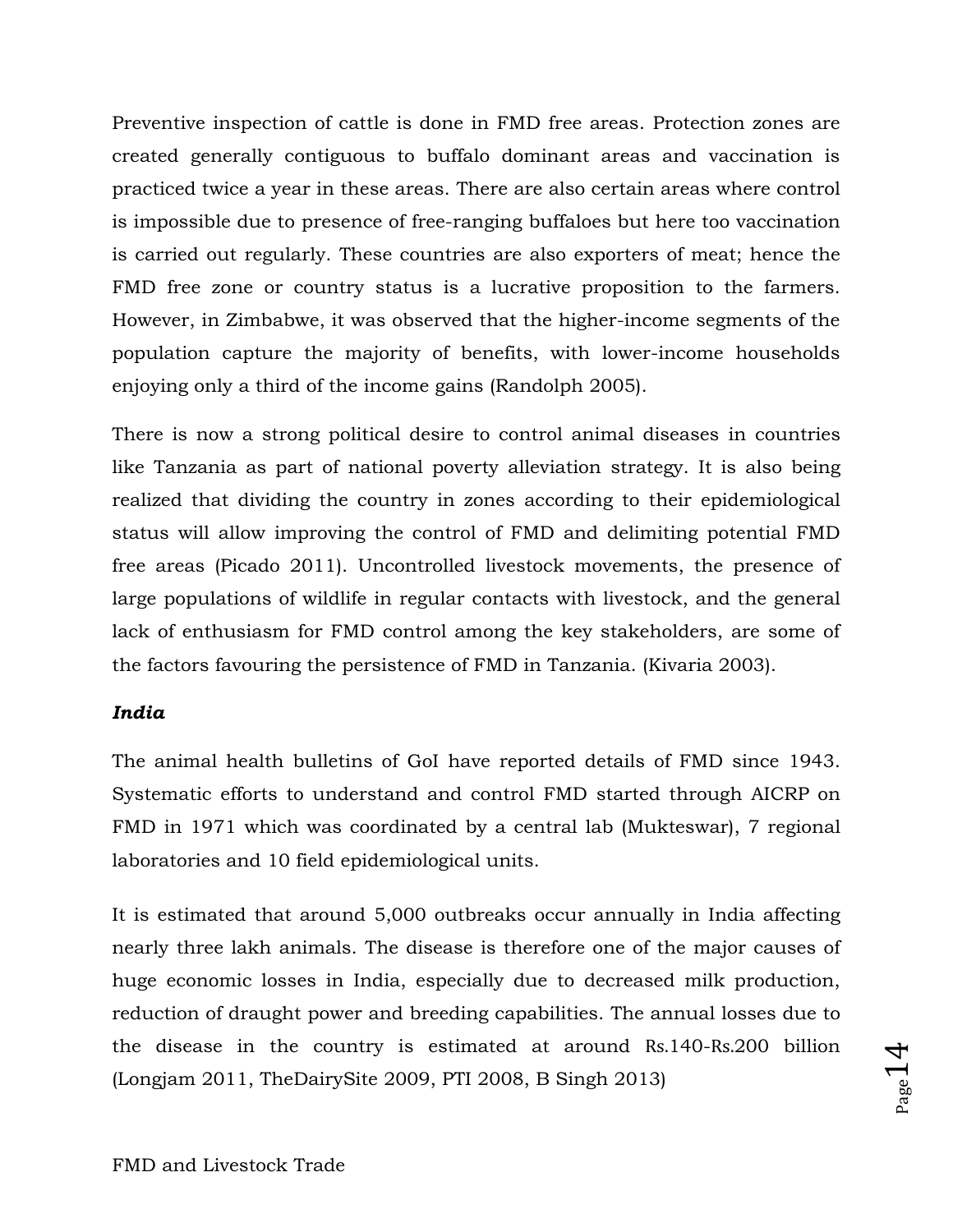Preventive inspection of cattle is done in FMD free areas. Protection zones are created generally contiguous to buffalo dominant areas and vaccination is practiced twice a year in these areas. There are also certain areas where control is impossible due to presence of free-ranging buffaloes but here too vaccination is carried out regularly. These countries are also exporters of meat; hence the FMD free zone or country status is a lucrative proposition to the farmers. However, in Zimbabwe, it was observed that the higher-income segments of the population capture the majority of benefits, with lower-income households enjoying only a third of the income gains (Randolph 2005).

There is now a strong political desire to control animal diseases in countries like Tanzania as part of national poverty alleviation strategy. It is also being realized that dividing the country in zones according to their epidemiological status will allow improving the control of FMD and delimiting potential FMD free areas (Picado 2011). Uncontrolled livestock movements, the presence of large populations of wildlife in regular contacts with livestock, and the general lack of enthusiasm for FMD control among the key stakeholders, are some of the factors favouring the persistence of FMD in Tanzania. (Kivaria 2003).

### *India*

The animal health bulletins of GoI have reported details of FMD since 1943. Systematic efforts to understand and control FMD started through AICRP on FMD in 1971 which was coordinated by a central lab (Mukteswar), 7 regional laboratories and 10 field epidemiological units.

It is estimated that around 5,000 outbreaks occur annually in India affecting nearly three lakh animals. The disease is therefore one of the major causes of huge economic losses in India, especially due to decreased milk production, reduction of draught power and breeding capabilities. The annual losses due to the disease in the country is estimated at around Rs.140-Rs.200 billion (Longjam 2011, TheDairySite 2009, PTI 2008, B Singh 2013)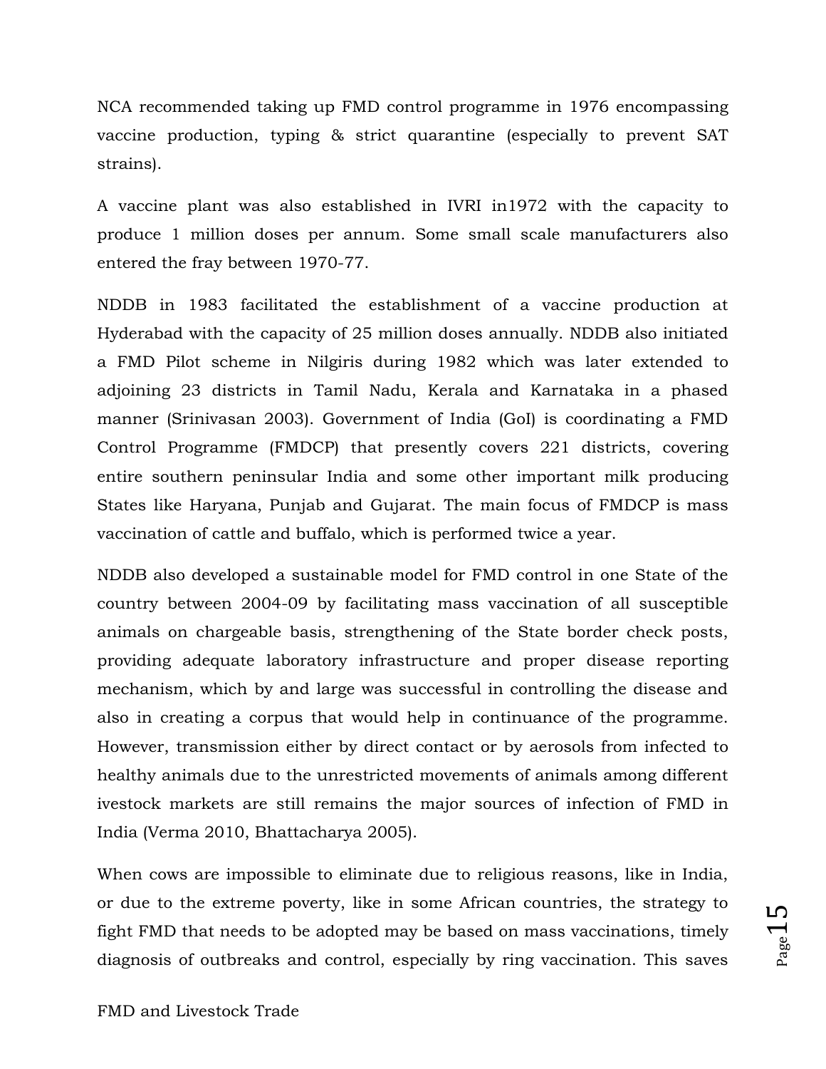NCA recommended taking up FMD control programme in 1976 encompassing vaccine production, typing & strict quarantine (especially to prevent SAT strains).

A vaccine plant was also established in IVRI in1972 with the capacity to produce 1 million doses per annum. Some small scale manufacturers also entered the fray between 1970-77.

NDDB in 1983 facilitated the establishment of a vaccine production at Hyderabad with the capacity of 25 million doses annually. NDDB also initiated a FMD Pilot scheme in Nilgiris during 1982 which was later extended to adjoining 23 districts in Tamil Nadu, Kerala and Karnataka in a phased manner (Srinivasan 2003). Government of India (GoI) is coordinating a FMD Control Programme (FMDCP) that presently covers 221 districts, covering entire southern peninsular India and some other important milk producing States like Haryana, Punjab and Gujarat. The main focus of FMDCP is mass vaccination of cattle and buffalo, which is performed twice a year.

NDDB also developed a sustainable model for FMD control in one State of the country between 2004-09 by facilitating mass vaccination of all susceptible animals on chargeable basis, strengthening of the State border check posts, providing adequate laboratory infrastructure and proper disease reporting mechanism, which by and large was successful in controlling the disease and also in creating a corpus that would help in continuance of the programme. However, transmission either by direct contact or by aerosols from infected to healthy animals due to the unrestricted movements of animals among different ivestock markets are still remains the major sources of infection of FMD in India (Verma 2010, Bhattacharya 2005).

When cows are impossible to eliminate due to religious reasons, like in India, or due to the extreme poverty, like in some African countries, the strategy to fight FMD that needs to be adopted may be based on mass vaccinations, timely diagnosis of outbreaks and control, especially by ring vaccination. This saves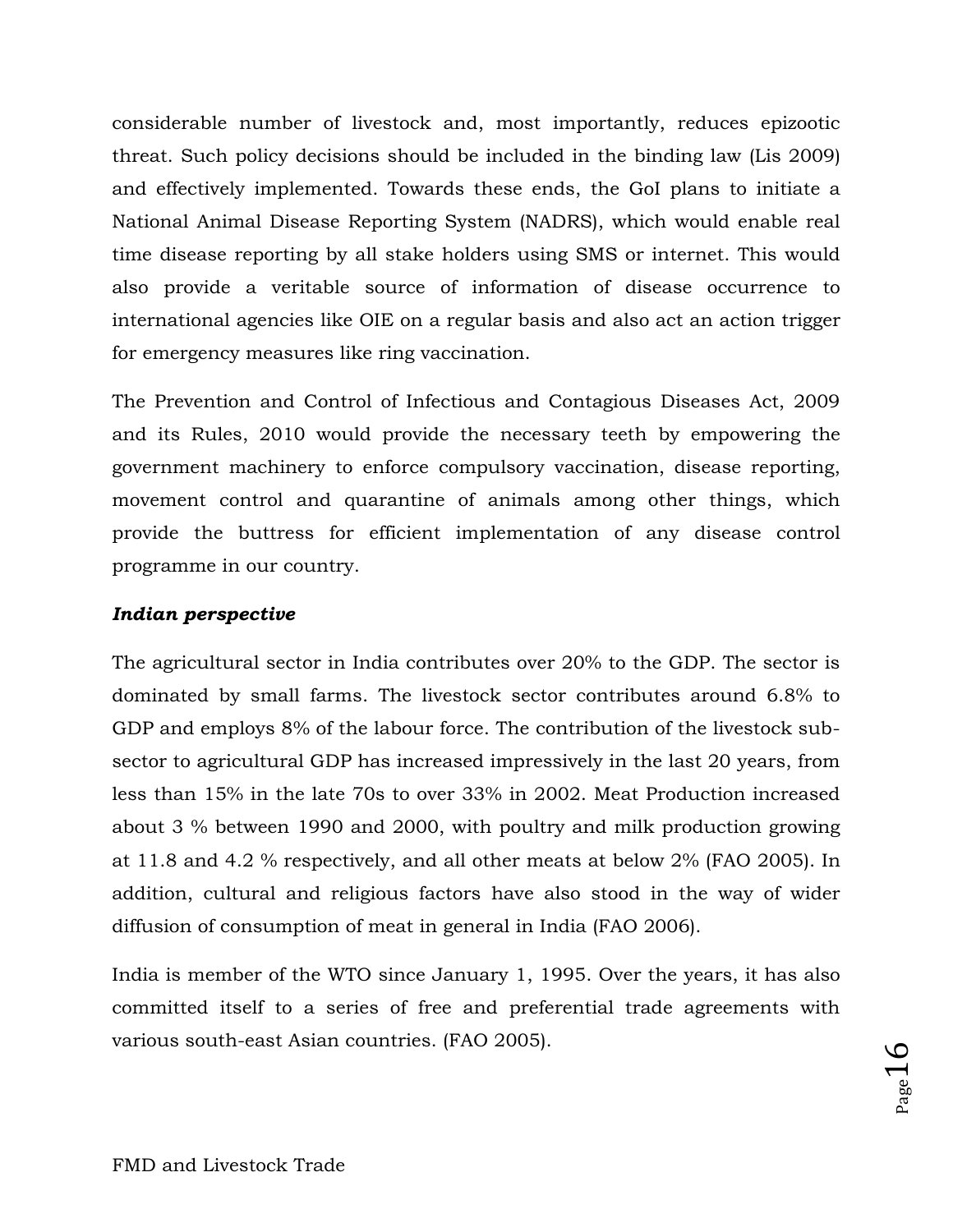considerable number of livestock and, most importantly, reduces epizootic threat. Such policy decisions should be included in the binding law (Lis 2009) and effectively implemented. Towards these ends, the GoI plans to initiate a National Animal Disease Reporting System (NADRS), which would enable real time disease reporting by all stake holders using SMS or internet. This would also provide a veritable source of information of disease occurrence to international agencies like OIE on a regular basis and also act an action trigger for emergency measures like ring vaccination.

The Prevention and Control of Infectious and Contagious Diseases Act, 2009 and its Rules, 2010 would provide the necessary teeth by empowering the government machinery to enforce compulsory vaccination, disease reporting, movement control and quarantine of animals among other things, which provide the buttress for efficient implementation of any disease control programme in our country.

***Indian perspective***

The agricultural sector in India contributes over 20% to the GDP. The sector is dominated by small farms. The livestock sector contributes around 6.8% to GDP and employs 8% of the labour force. The contribution of the livestock sub-sector to agricultural GDP has increased impressively in the last 20 years, from less than 15% in the late 70s to over 33% in 2002. Meat Production increased about 3 % between 1990 and 2000, with poultry and milk production growing at 11.8 and 4.2 % respectively, and all other meats at below 2% (FAO 2005). In addition, cultural and religious factors have also stood in the way of wider diffusion of consumption of meat in general in India (FAO 2006).

India is member of the WTO since January 1, 1995. Over the years, it has also committed itself to a series of free and preferential trade agreements with various south-east Asian countries. (FAO 2005).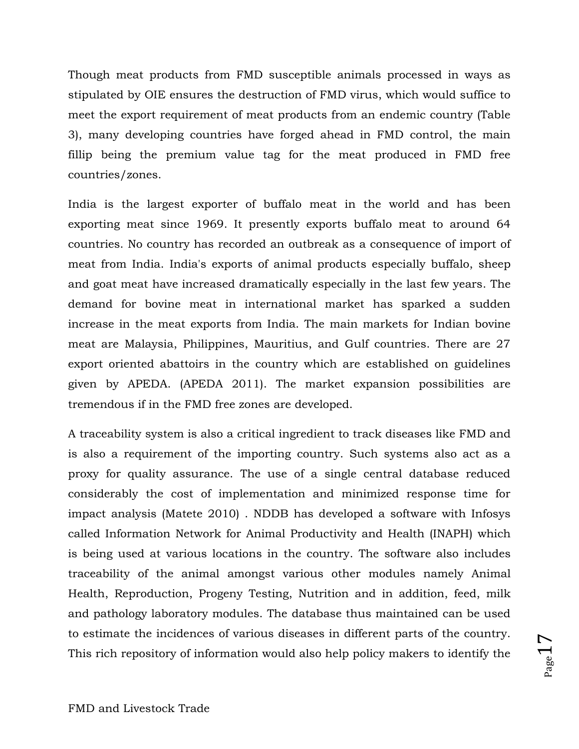Though meat products from FMD susceptible animals processed in ways as stipulated by OIE ensures the destruction of FMD virus, which would suffice to meet the export requirement of meat products from an endemic country (Table 3), many developing countries have forged ahead in FMD control, the main fillip being the premium value tag for the meat produced in FMD free countries/zones.

India is the largest exporter of buffalo meat in the world and has been exporting meat since 1969. It presently exports buffalo meat to around 64 countries. No country has recorded an outbreak as a consequence of import of meat from India. India's exports of animal products especially buffalo, sheep and goat meat have increased dramatically especially in the last few years. The demand for bovine meat in international market has sparked a sudden increase in the meat exports from India. The main markets for Indian bovine meat are Malaysia, Philippines, Mauritius, and Gulf countries. There are 27 export oriented abattoirs in the country which are established on guidelines given by APEDA. (APEDA 2011). The market expansion possibilities are tremendous if in the FMD free zones are developed.

A traceability system is also a critical ingredient to track diseases like FMD and is also a requirement of the importing country. Such systems also act as a proxy for quality assurance. The use of a single central database reduced considerably the cost of implementation and minimized response time for impact analysis (Matete 2010) . NDDB has developed a software with Infosys called Information Network for Animal Productivity and Health (INAPH) which is being used at various locations in the country. The software also includes traceability of the animal amongst various other modules namely Animal Health, Reproduction, Progeny Testing, Nutrition and in addition, feed, milk and pathology laboratory modules. The database thus maintained can be used to estimate the incidences of various diseases in different parts of the country. This rich repository of information would also help policy makers to identify the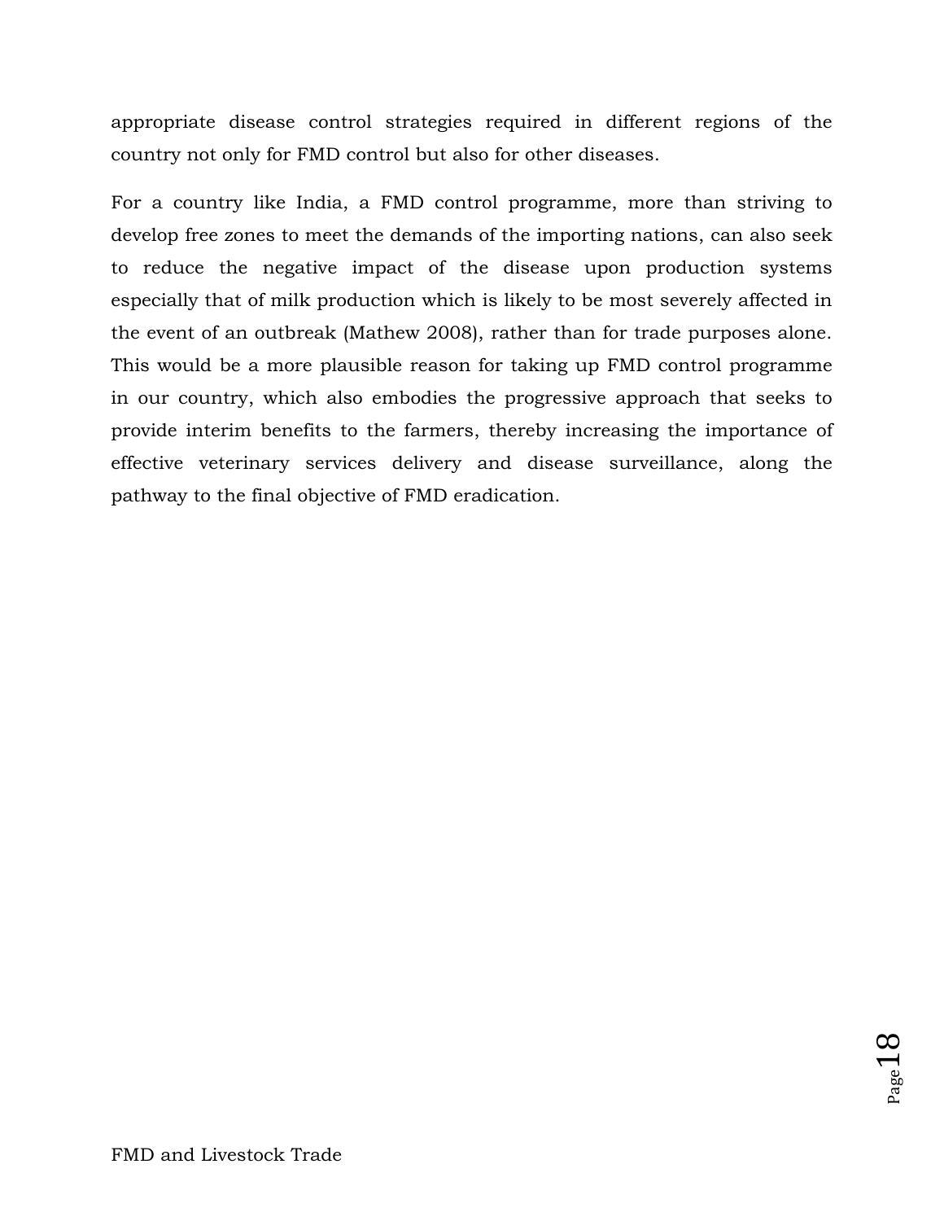appropriate disease control strategies required in different regions of the country not only for FMD control but also for other diseases.

For a country like India, a FMD control programme, more than striving to develop free zones to meet the demands of the importing nations, can also seek to reduce the negative impact of the disease upon production systems especially that of milk production which is likely to be most severely affected in the event of an outbreak (Mathew 2008), rather than for trade purposes alone. This would be a more plausible reason for taking up FMD control programme in our country, which also embodies the progressive approach that seeks to provide interim benefits to the farmers, thereby increasing the importance of effective veterinary services delivery and disease surveillance, along the pathway to the final objective of FMD eradication.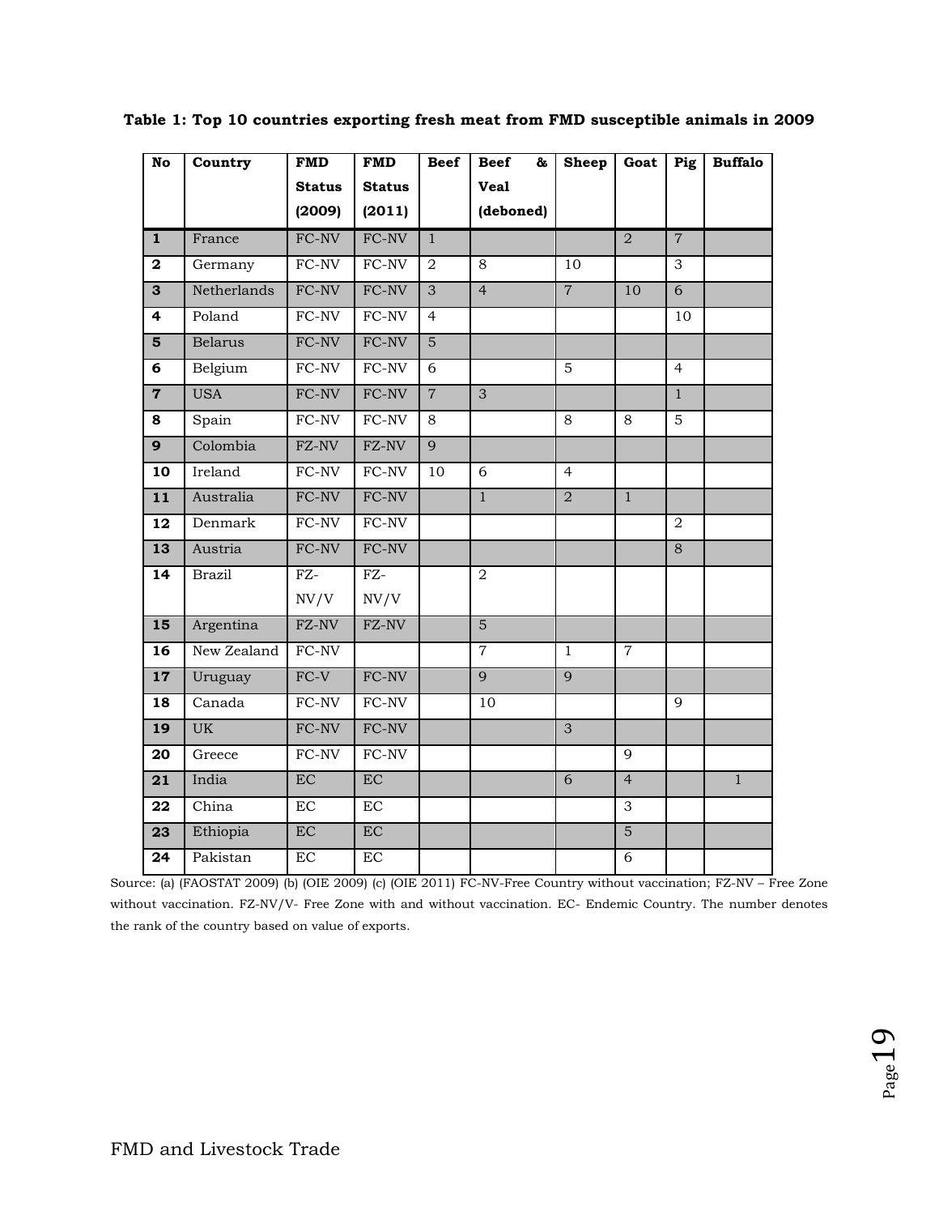**Table 1: Top 10 countries exporting fresh meat from FMD susceptible animals in 2009**

| No | Country | FMD Status (2009) | FMD Status (2011) | Beef | Beef & Veal (deboned) | Sheep | Goat | Pig | Buffalo |
|---|---|---|---|---|---|---|---|---|---|
| 1 | France | FC-NV | FC-NV | 1 | | | 2 | 7 | |
| 2 | Germany | FC-NV | FC-NV | 2 | 8 | 10 | | 3 | |
| 3 | Netherlands | FC-NV | FC-NV | 3 | 4 | 7 | 10 | 6 | |
| 4 | Poland | FC-NV | FC-NV | 4 | | | | 10 | |
| 5 | Belarus | FC-NV | FC-NV | 5 | | | | | |
| 6 | Belgium | FC-NV | FC-NV | 6 | | 5 | | 4 | |
| 7 | USA | FC-NV | FC-NV | 7 | 3 | | | 1 | |
| 8 | Spain | FC-NV | FC-NV | 8 | | 8 | 8 | 5 | |
| 9 | Colombia | FZ-NV | FZ-NV | 9 | | | | | |
| 10 | Ireland | FC-NV | FC-NV | 10 | 6 | 4 | | | |
| 11 | Australia | FC-NV | FC-NV | | 1 | 2 | 1 | | |
| 12 | Denmark | FC-NV | FC-NV | | | | | 2 | |
| 13 | Austria | FC-NV | FC-NV | | | | | 8 | |
| 14 | Brazil | FZ-NV/V | FZ-NV/V | | 2 | | | | |
| 15 | Argentina | FZ-NV | FZ-NV | | 5 | | | | |
| 16 | New Zealand | FC-NV | | | 7 | 1 | 7 | | |
| 17 | Uruguay | FC-V | FC-NV | | 9 | 9 | | | |
| 18 | Canada | FC-NV | FC-NV | | 10 | | | 9 | |
| 19 | UK | FC-NV | FC-NV | | | 3 | | | |
| 20 | Greece | FC-NV | FC-NV | | | | 9 | | |
| 21 | India | EC | EC | | | 6 | 4 | | 1 |
| 22 | China | EC | EC | | | | 3 | | |
| 23 | Ethiopia | EC | EC | | | | 5 | | |
| 24 | Pakistan | EC | EC | | | | 6 | | |

Source: (a) (FAOSTAT 2009) (b) (OIE 2009) (c) (OIE 2011) FC-NV-Free Country without vaccination; FZ-NV – Free Zone without vaccination. FZ-NV/V- Free Zone with and without vaccination. EC- Endemic Country. The number denotes the rank of the country based on value of exports.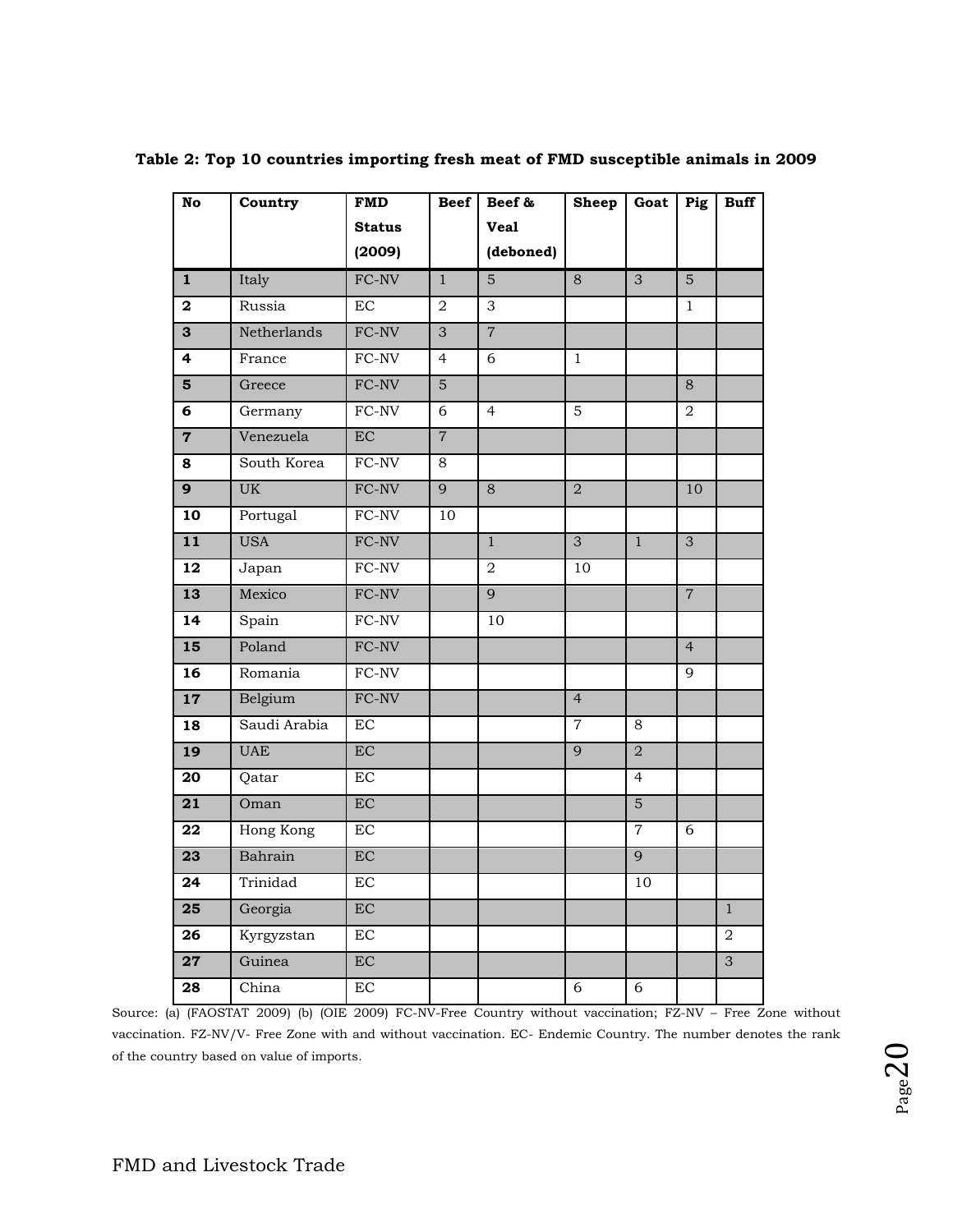**Table 2: Top 10 countries importing fresh meat of FMD susceptible animals in 2009**

| No | Country | FMD Status (2009) | Beef | Beef & Veal (deboned) | Sheep | Goat | Pig | Buff |
|---|---|---|---|---|---|---|---|---|
| **1** | Italy | FC-NV | 1 | 5 | 8 | 3 | 5 | |
| **2** | Russia | EC | 2 | 3 | | | 1 | |
| **3** | Netherlands | FC-NV | 3 | 7 | | | | |
| **4** | France | FC-NV | 4 | 6 | 1 | | | |
| **5** | Greece | FC-NV | 5 | | | | 8 | |
| **6** | Germany | FC-NV | 6 | 4 | 5 | | 2 | |
| **7** | Venezuela | EC | 7 | | | | | |
| **8** | South Korea | FC-NV | 8 | | | | | |
| **9** | UK | FC-NV | 9 | 8 | 2 | | 10 | |
| **10** | Portugal | FC-NV | 10 | | | | | |
| **11** | USA | FC-NV | | 1 | 3 | 1 | 3 | |
| **12** | Japan | FC-NV | | 2 | 10 | | | |
| **13** | Mexico | FC-NV | | 9 | | | 7 | |
| **14** | Spain | FC-NV | | 10 | | | | |
| **15** | Poland | FC-NV | | | | | 4 | |
| **16** | Romania | FC-NV | | | | | 9 | |
| **17** | Belgium | FC-NV | | | 4 | | | |
| **18** | Saudi Arabia | EC | | | 7 | 8 | | |
| **19** | UAE | EC | | | 9 | 2 | | |
| **20** | Qatar | EC | | | | 4 | | |
| **21** | Oman | EC | | | | 5 | | |
| **22** | Hong Kong | EC | | | | 7 | 6 | |
| **23** | Bahrain | EC | | | | 9 | | |
| **24** | Trinidad | EC | | | | 10 | | |
| **25** | Georgia | EC | | | | | | 1 |
| **26** | Kyrgyzstan | EC | | | | | | 2 |
| **27** | Guinea | EC | | | | | | 3 |
| **28** | China | EC | | | 6 | 6 | | |

Source: (a) (FAOSTAT 2009) (b) (OIE 2009) FC-NV-Free Country without vaccination; FZ-NV – Free Zone without vaccination. FZ-NV/V- Free Zone with and without vaccination. EC- Endemic Country. The number denotes the rank of the country based on value of imports.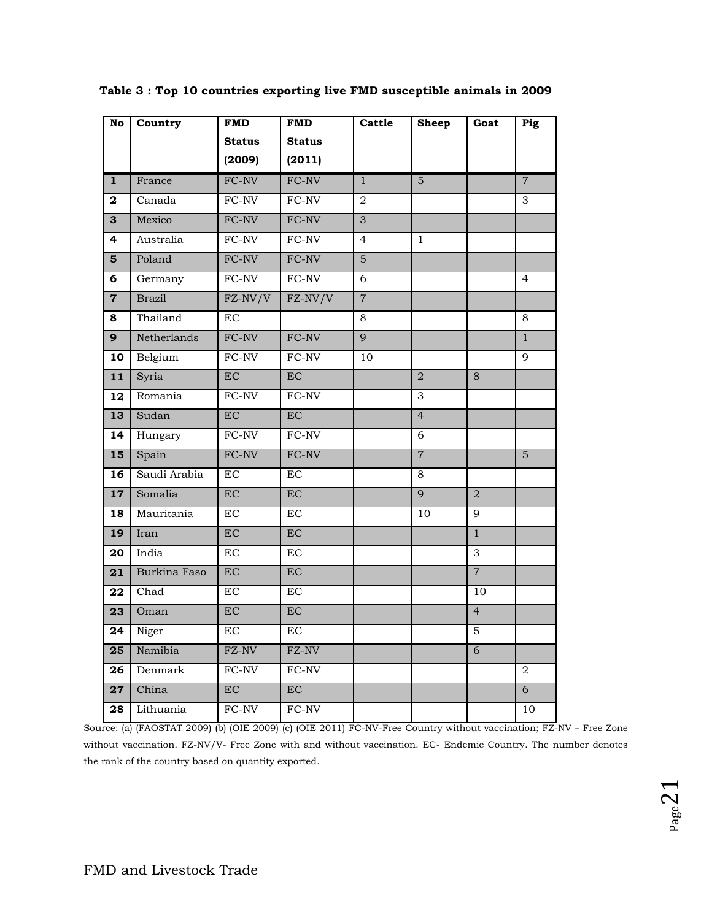**Table 3 : Top 10 countries exporting live FMD susceptible animals in 2009**

| No | Country | FMD Status (2009) | FMD Status (2011) | Cattle | Sheep | Goat | Pig |
|---|---|---|---|---|---|---|---|
| 1 | France | FC-NV | FC-NV | 1 | 5 | | 7 |
| 2 | Canada | FC-NV | FC-NV | 2 | | | 3 |
| 3 | Mexico | FC-NV | FC-NV | 3 | | | |
| 4 | Australia | FC-NV | FC-NV | 4 | 1 | | |
| 5 | Poland | FC-NV | FC-NV | 5 | | | |
| 6 | Germany | FC-NV | FC-NV | 6 | | | 4 |
| 7 | Brazil | FZ-NV/V | FZ-NV/V | 7 | | | |
| 8 | Thailand | EC | | 8 | | | 8 |
| 9 | Netherlands | FC-NV | FC-NV | 9 | | | 1 |
| 10 | Belgium | FC-NV | FC-NV | 10 | | | 9 |
| 11 | Syria | EC | EC | | 2 | 8 | |
| 12 | Romania | FC-NV | FC-NV | | 3 | | |
| 13 | Sudan | EC | EC | | 4 | | |
| 14 | Hungary | FC-NV | FC-NV | | 6 | | |
| 15 | Spain | FC-NV | FC-NV | | 7 | | 5 |
| 16 | Saudi Arabia | EC | EC | | 8 | | |
| 17 | Somalia | EC | EC | | 9 | 2 | |
| 18 | Mauritania | EC | EC | | 10 | 9 | |
| 19 | Iran | EC | EC | | | 1 | |
| 20 | India | EC | EC | | | 3 | |
| 21 | Burkina Faso | EC | EC | | | 7 | |
| 22 | Chad | EC | EC | | | 10 | |
| 23 | Oman | EC | EC | | | 4 | |
| 24 | Niger | EC | EC | | | 5 | |
| 25 | Namibia | FZ-NV | FZ-NV | | | 6 | |
| 26 | Denmark | FC-NV | FC-NV | | | | 2 |
| 27 | China | EC | EC | | | | 6 |
| 28 | Lithuania | FC-NV | FC-NV | | | | 10 |

Source: (a) (FAOSTAT 2009) (b) (OIE 2009) (c) (OIE 2011) FC-NV-Free Country without vaccination; FZ-NV – Free Zone without vaccination. FZ-NV/V- Free Zone with and without vaccination. EC- Endemic Country. The number denotes the rank of the country based on quantity exported.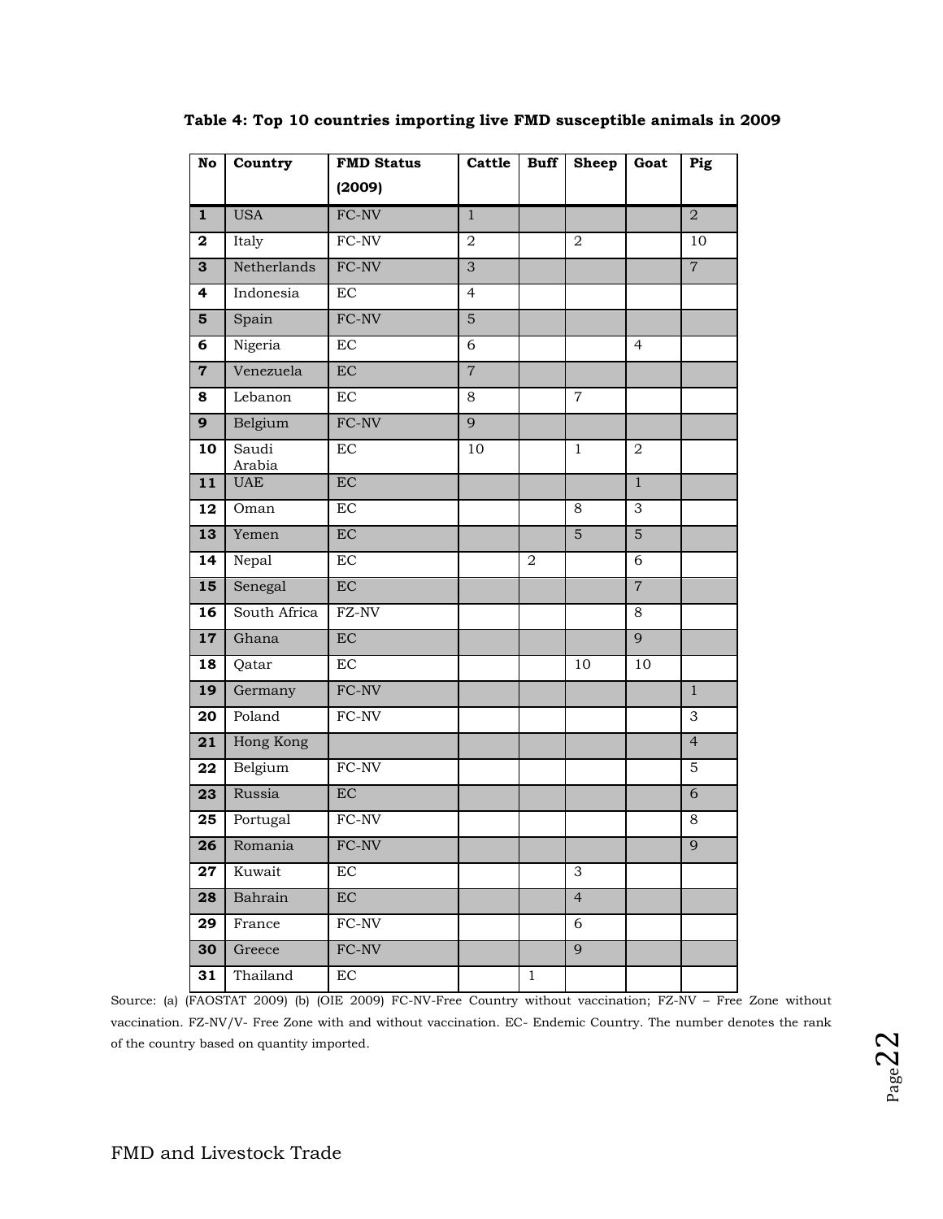**Table 4: Top 10 countries importing live FMD susceptible animals in 2009**

| No | Country | FMD Status (2009) | Cattle | Buff | Sheep | Goat | Pig |
|---|---|---|---|---|---|---|---|
| 1 | USA | FC-NV | 1 | | | | 2 |
| 2 | Italy | FC-NV | 2 | | 2 | | 10 |
| 3 | Netherlands | FC-NV | 3 | | | | 7 |
| 4 | Indonesia | EC | 4 | | | | |
| 5 | Spain | FC-NV | 5 | | | | |
| 6 | Nigeria | EC | 6 | | | 4 | |
| 7 | Venezuela | EC | 7 | | | | |
| 8 | Lebanon | EC | 8 | | 7 | | |
| 9 | Belgium | FC-NV | 9 | | | | |
| 10 | Saudi Arabia | EC | 10 | | 1 | 2 | |
| 11 | UAE | EC | | | | 1 | |
| 12 | Oman | EC | | | 8 | 3 | |
| 13 | Yemen | EC | | | 5 | 5 | |
| 14 | Nepal | EC | | 2 | | 6 | |
| 15 | Senegal | EC | | | | 7 | |
| 16 | South Africa | FZ-NV | | | | 8 | |
| 17 | Ghana | EC | | | | 9 | |
| 18 | Qatar | EC | | | 10 | 10 | |
| 19 | Germany | FC-NV | | | | | 1 |
| 20 | Poland | FC-NV | | | | | 3 |
| 21 | Hong Kong | | | | | | 4 |
| 22 | Belgium | FC-NV | | | | | 5 |
| 23 | Russia | EC | | | | | 6 |
| 25 | Portugal | FC-NV | | | | | 8 |
| 26 | Romania | FC-NV | | | | | 9 |
| 27 | Kuwait | EC | | | 3 | | |
| 28 | Bahrain | EC | | | 4 | | |
| 29 | France | FC-NV | | | 6 | | |
| 30 | Greece | FC-NV | | | 9 | | |
| 31 | Thailand | EC | | 1 | | | |

Source: (a) (FAOSTAT 2009) (b) (OIE 2009) FC-NV-Free Country without vaccination; FZ-NV – Free Zone without vaccination. FZ-NV/V- Free Zone with and without vaccination. EC- Endemic Country. The number denotes the rank of the country based on quantity imported.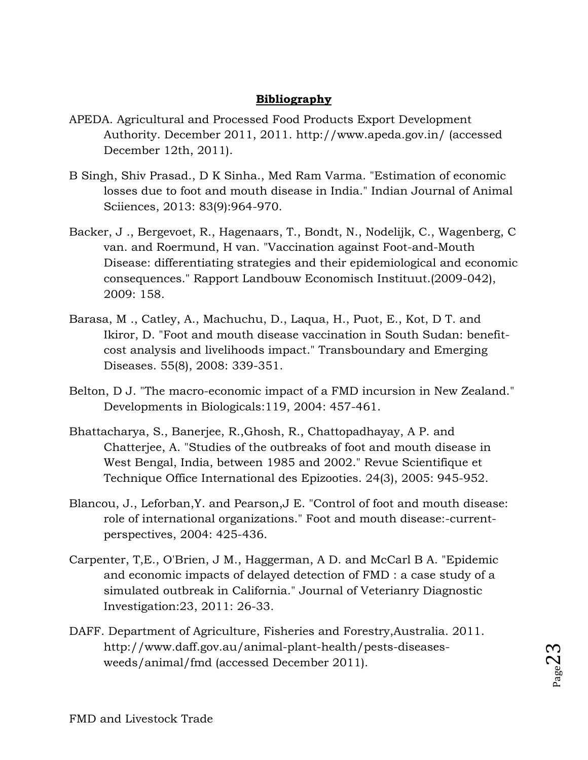**Bibliography**

APEDA. Agricultural and Processed Food Products Export Development Authority. December 2011, 2011. http://www.apeda.gov.in/ (accessed December 12th, 2011).

B Singh, Shiv Prasad., D K Sinha., Med Ram Varma. "Estimation of economic losses due to foot and mouth disease in India." Indian Journal of Animal Sciiences, 2013: 83(9):964-970.

Backer, J ., Bergevoet, R., Hagenaars, T., Bondt, N., Nodelijk, C., Wagenberg, C van. and Roermund, H van. "Vaccination against Foot-and-Mouth Disease: differentiating strategies and their epidemiological and economic consequences." Rapport Landbouw Economisch Instituut.(2009-042), 2009: 158.

Barasa, M ., Catley, A., Machuchu, D., Laqua, H., Puot, E., Kot, D T. and Ikiror, D. "Foot and mouth disease vaccination in South Sudan: benefit-cost analysis and livelihoods impact." Transboundary and Emerging Diseases. 55(8), 2008: 339-351.

Belton, D J. "The macro-economic impact of a FMD incursion in New Zealand." Developments in Biologicals:119, 2004: 457-461.

Bhattacharya, S., Banerjee, R.,Ghosh, R., Chattopadhayay, A P. and Chatterjee, A. "Studies of the outbreaks of foot and mouth disease in West Bengal, India, between 1985 and 2002." Revue Scientifique et Technique Office International des Epizooties. 24(3), 2005: 945-952.

Blancou, J., Leforban,Y. and Pearson,J E. "Control of foot and mouth disease: role of international organizations." Foot and mouth disease:-current-perspectives, 2004: 425-436.

Carpenter, T,E., O'Brien, J M., Haggerman, A D. and McCarl B A. "Epidemic and economic impacts of delayed detection of FMD : a case study of a simulated outbreak in California." Journal of Veterianry Diagnostic Investigation:23, 2011: 26-33.

DAFF. Department of Agriculture, Fisheries and Forestry,Australia. 2011. http://www.daff.gov.au/animal-plant-health/pests-diseases-weeds/animal/fmd (accessed December 2011).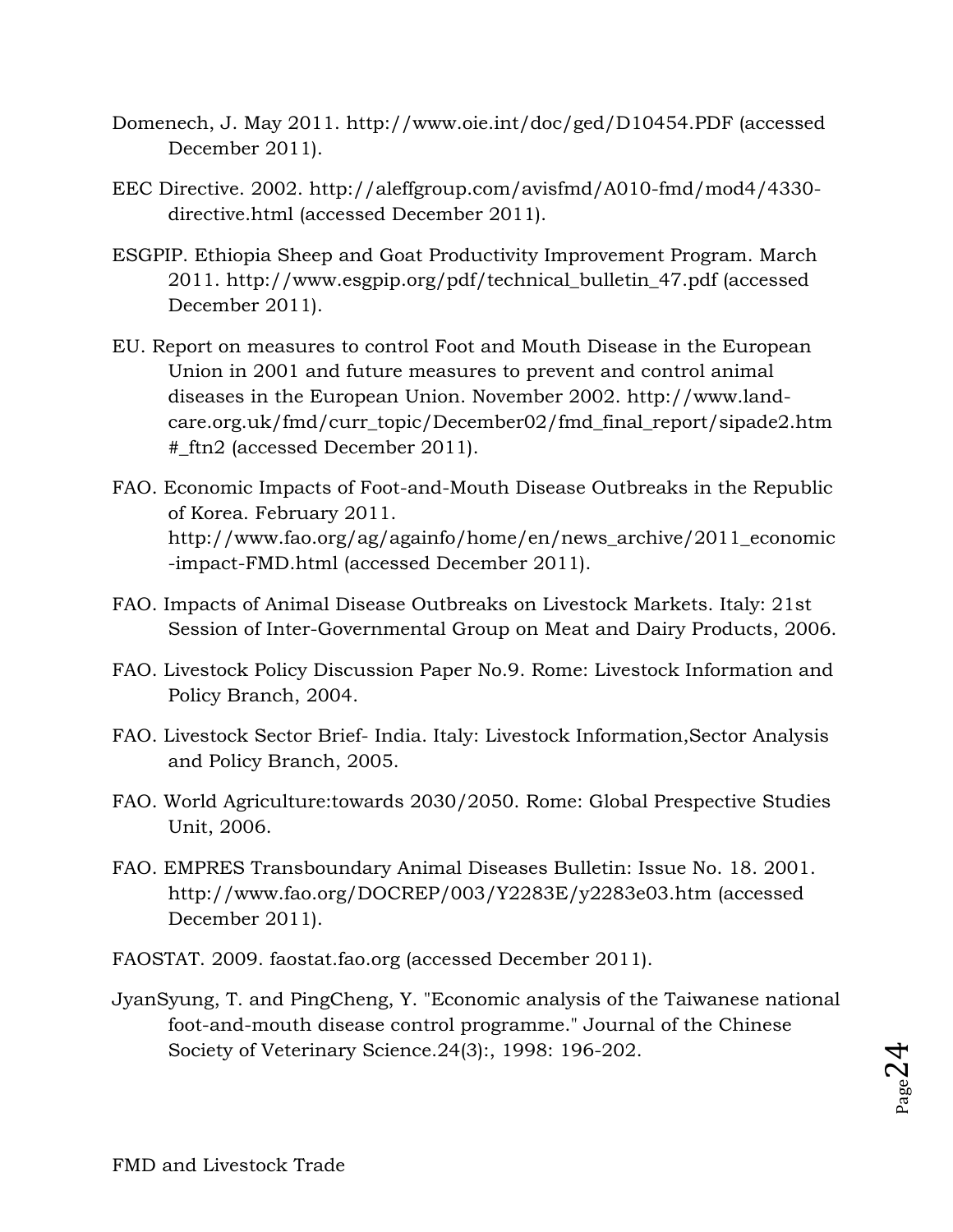Domenech, J. May 2011. http://www.oie.int/doc/ged/D10454.PDF (accessed December 2011).

EEC Directive. 2002. http://aleffgroup.com/avisfmd/A010-fmd/mod4/4330-directive.html (accessed December 2011).

ESGPIP. Ethiopia Sheep and Goat Productivity Improvement Program. March 2011. http://www.esgpip.org/pdf/technical_bulletin_47.pdf (accessed December 2011).

EU. Report on measures to control Foot and Mouth Disease in the European Union in 2001 and future measures to prevent and control animal diseases in the European Union. November 2002. http://www.land-care.org.uk/fmd/curr_topic/December02/fmd_final_report/sipade2.htm#_ftn2 (accessed December 2011).

FAO. Economic Impacts of Foot-and-Mouth Disease Outbreaks in the Republic of Korea. February 2011. http://www.fao.org/ag/againfo/home/en/news_archive/2011_economic-impact-FMD.html (accessed December 2011).

FAO. Impacts of Animal Disease Outbreaks on Livestock Markets. Italy: 21st Session of Inter-Governmental Group on Meat and Dairy Products, 2006.

FAO. Livestock Policy Discussion Paper No.9. Rome: Livestock Information and Policy Branch, 2004.

FAO. Livestock Sector Brief- India. Italy: Livestock Information,Sector Analysis and Policy Branch, 2005.

FAO. World Agriculture:towards 2030/2050. Rome: Global Prespective Studies Unit, 2006.

FAO. EMPRES Transboundary Animal Diseases Bulletin: Issue No. 18. 2001. http://www.fao.org/DOCREP/003/Y2283E/y2283e03.htm (accessed December 2011).

FAOSTAT. 2009. faostat.fao.org (accessed December 2011).

JyanSyung, T. and PingCheng, Y. "Economic analysis of the Taiwanese national foot-and-mouth disease control programme." Journal of the Chinese Society of Veterinary Science.24(3):, 1998: 196-202.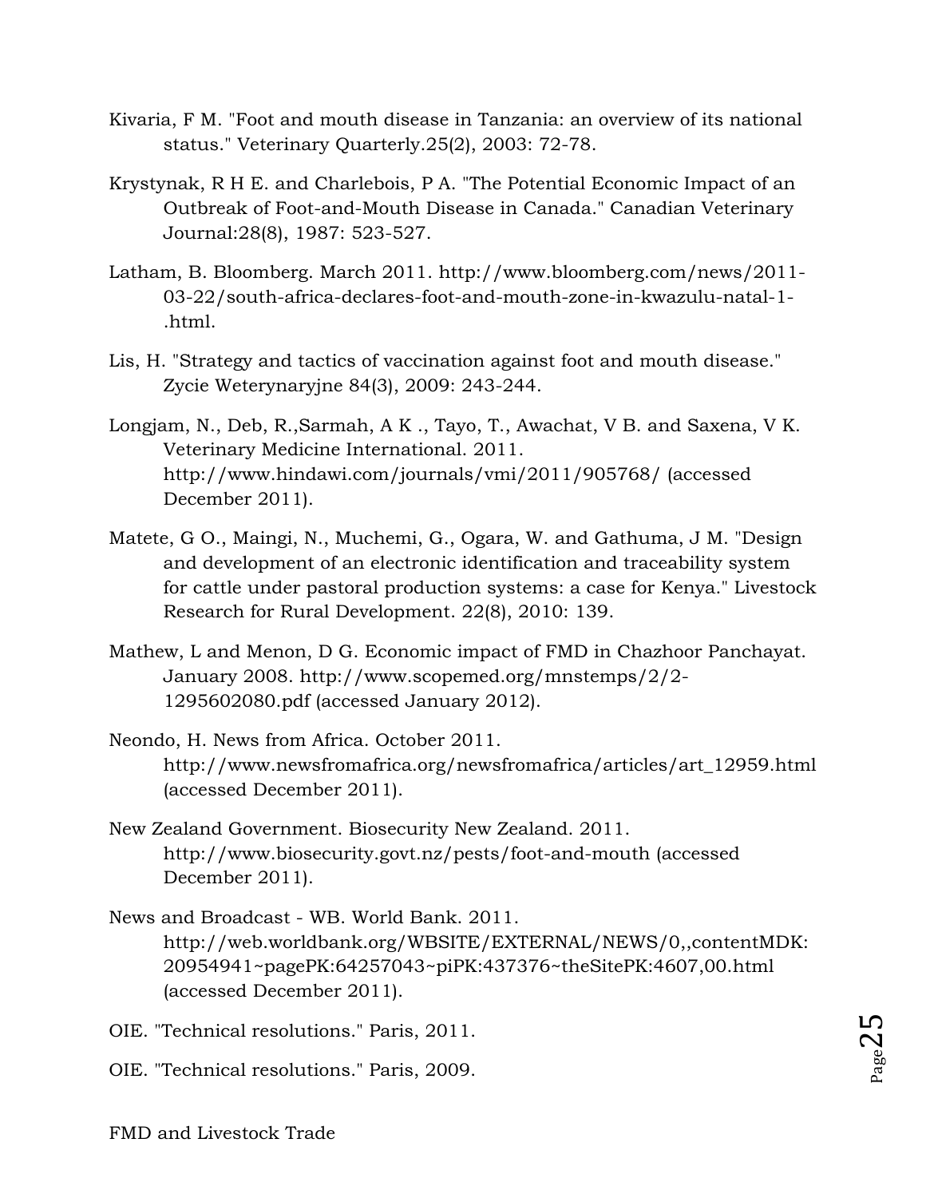Kivaria, F M. "Foot and mouth disease in Tanzania: an overview of its national status." Veterinary Quarterly.25(2), 2003: 72-78.

Krystynak, R H E. and Charlebois, P A. "The Potential Economic Impact of an Outbreak of Foot-and-Mouth Disease in Canada." Canadian Veterinary Journal:28(8), 1987: 523-527.

Latham, B. Bloomberg. March 2011. http://www.bloomberg.com/news/2011-03-22/south-africa-declares-foot-and-mouth-zone-in-kwazulu-natal-1-.html.

Lis, H. "Strategy and tactics of vaccination against foot and mouth disease." Zycie Weterynaryjne 84(3), 2009: 243-244.

Longjam, N., Deb, R.,Sarmah, A K ., Tayo, T., Awachat, V B. and Saxena, V K. Veterinary Medicine International. 2011. http://www.hindawi.com/journals/vmi/2011/905768/ (accessed December 2011).

Matete, G O., Maingi, N., Muchemi, G., Ogara, W. and Gathuma, J M. "Design and development of an electronic identification and traceability system for cattle under pastoral production systems: a case for Kenya." Livestock Research for Rural Development. 22(8), 2010: 139.

Mathew, L and Menon, D G. Economic impact of FMD in Chazhoor Panchayat. January 2008. http://www.scopemed.org/mnstemps/2/2-1295602080.pdf (accessed January 2012).

Neondo, H. News from Africa. October 2011. http://www.newsfromafrica.org/newsfromafrica/articles/art_12959.html (accessed December 2011).

New Zealand Government. Biosecurity New Zealand. 2011. http://www.biosecurity.govt.nz/pests/foot-and-mouth (accessed December 2011).

News and Broadcast - WB. World Bank. 2011. http://web.worldbank.org/WBSITE/EXTERNAL/NEWS/0,,contentMDK:20954941~pagePK:64257043~piPK:437376~theSitePK:4607,00.html (accessed December 2011).

OIE. "Technical resolutions." Paris, 2011.

OIE. "Technical resolutions." Paris, 2009.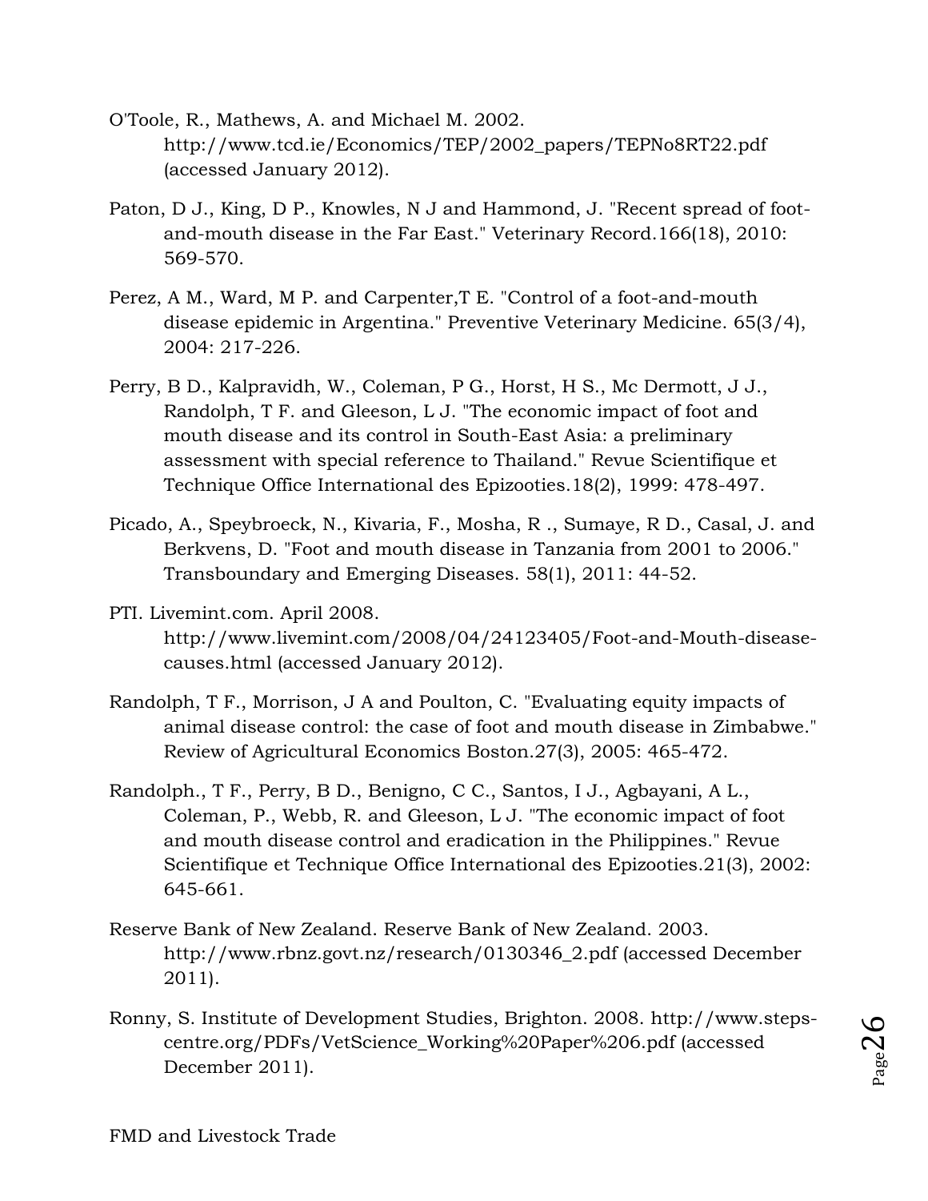O'Toole, R., Mathews, A. and Michael M. 2002. http://www.tcd.ie/Economics/TEP/2002_papers/TEPNo8RT22.pdf (accessed January 2012).

Paton, D J., King, D P., Knowles, N J and Hammond, J. "Recent spread of foot-and-mouth disease in the Far East." Veterinary Record.166(18), 2010: 569-570.

Perez, A M., Ward, M P. and Carpenter,T E. "Control of a foot-and-mouth disease epidemic in Argentina." Preventive Veterinary Medicine. 65(3/4), 2004: 217-226.

Perry, B D., Kalpravidh, W., Coleman, P G., Horst, H S., Mc Dermott, J J., Randolph, T F. and Gleeson, L J. "The economic impact of foot and mouth disease and its control in South-East Asia: a preliminary assessment with special reference to Thailand." Revue Scientifique et Technique Office International des Epizooties.18(2), 1999: 478-497.

Picado, A., Speybroeck, N., Kivaria, F., Mosha, R ., Sumaye, R D., Casal, J. and Berkvens, D. "Foot and mouth disease in Tanzania from 2001 to 2006." Transboundary and Emerging Diseases. 58(1), 2011: 44-52.

PTI. Livemint.com. April 2008. http://www.livemint.com/2008/04/24123405/Foot-and-Mouth-disease-causes.html (accessed January 2012).

Randolph, T F., Morrison, J A and Poulton, C. "Evaluating equity impacts of animal disease control: the case of foot and mouth disease in Zimbabwe." Review of Agricultural Economics Boston.27(3), 2005: 465-472.

Randolph., T F., Perry, B D., Benigno, C C., Santos, I J., Agbayani, A L., Coleman, P., Webb, R. and Gleeson, L J. "The economic impact of foot and mouth disease control and eradication in the Philippines." Revue Scientifique et Technique Office International des Epizooties.21(3), 2002: 645-661.

Reserve Bank of New Zealand. Reserve Bank of New Zealand. 2003. http://www.rbnz.govt.nz/research/0130346_2.pdf (accessed December 2011).

Ronny, S. Institute of Development Studies, Brighton. 2008. http://www.steps-centre.org/PDFs/VetScience_Working%20Paper%206.pdf (accessed December 2011).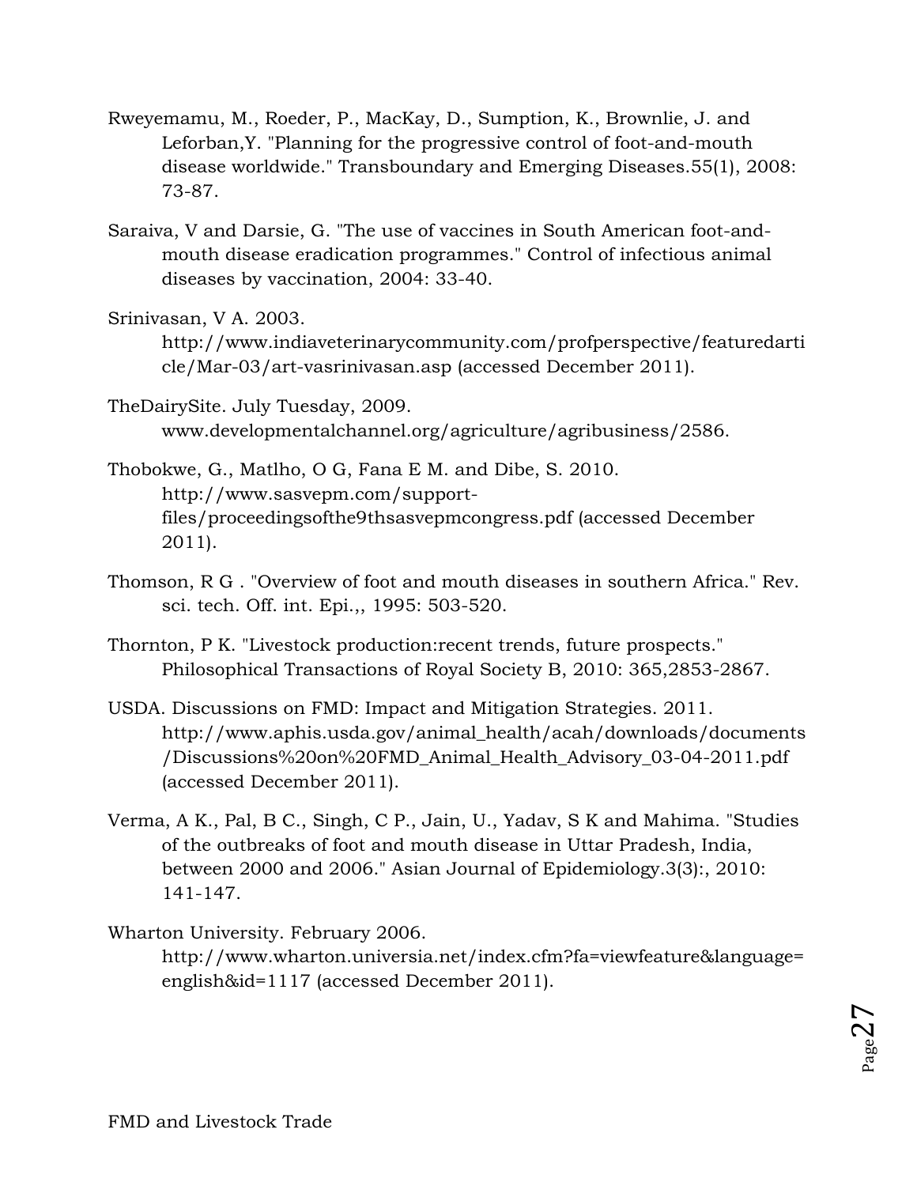Rweyemamu, M., Roeder, P., MacKay, D., Sumption, K., Brownlie, J. and Leforban,Y. "Planning for the progressive control of foot-and-mouth disease worldwide." Transboundary and Emerging Diseases.55(1), 2008: 73-87.

Saraiva, V and Darsie, G. "The use of vaccines in South American foot-and-mouth disease eradication programmes." Control of infectious animal diseases by vaccination, 2004: 33-40.

Srinivasan, V A. 2003. http://www.indiaveterinarycommunity.com/profperspective/featuredarticle/Mar-03/art-vasrinivasan.asp (accessed December 2011).

TheDairySite. July Tuesday, 2009. www.developmentalchannel.org/agriculture/agribusiness/2586.

Thobokwe, G., Matlho, O G, Fana E M. and Dibe, S. 2010. http://www.sasvepm.com/support-files/proceedingsofthe9thsasvepmcongress.pdf (accessed December 2011).

Thomson, R G . "Overview of foot and mouth diseases in southern Africa." Rev. sci. tech. Off. int. Epi.,, 1995: 503-520.

Thornton, P K. "Livestock production:recent trends, future prospects." Philosophical Transactions of Royal Society B, 2010: 365,2853-2867.

USDA. Discussions on FMD: Impact and Mitigation Strategies. 2011. http://www.aphis.usda.gov/animal_health/acah/downloads/documents/Discussions%20on%20FMD_Animal_Health_Advisory_03-04-2011.pdf (accessed December 2011).

Verma, A K., Pal, B C., Singh, C P., Jain, U., Yadav, S K and Mahima. "Studies of the outbreaks of foot and mouth disease in Uttar Pradesh, India, between 2000 and 2006." Asian Journal of Epidemiology.3(3):, 2010: 141-147.

Wharton University. February 2006. http://www.wharton.universia.net/index.cfm?fa=viewfeature&language=english&id=1117 (accessed December 2011).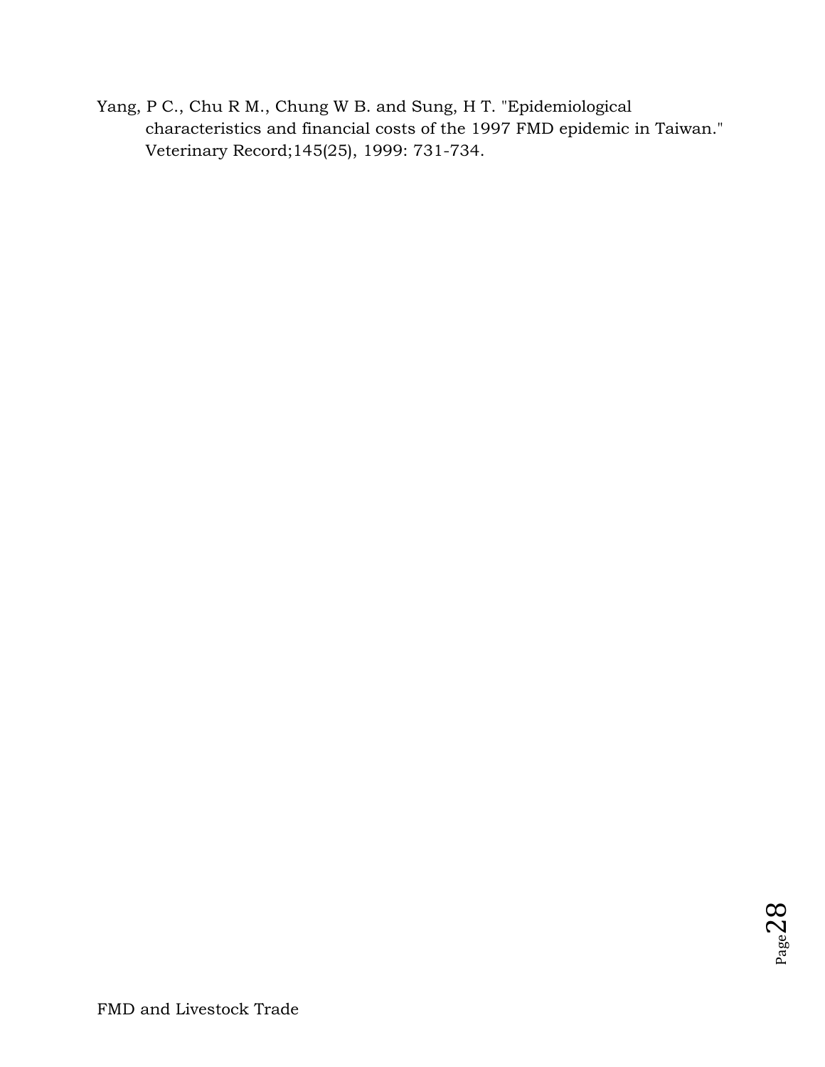Yang, P C., Chu R M., Chung W B. and Sung, H T. "Epidemiological characteristics and financial costs of the 1997 FMD epidemic in Taiwan." Veterinary Record;145(25), 1999: 731-734.